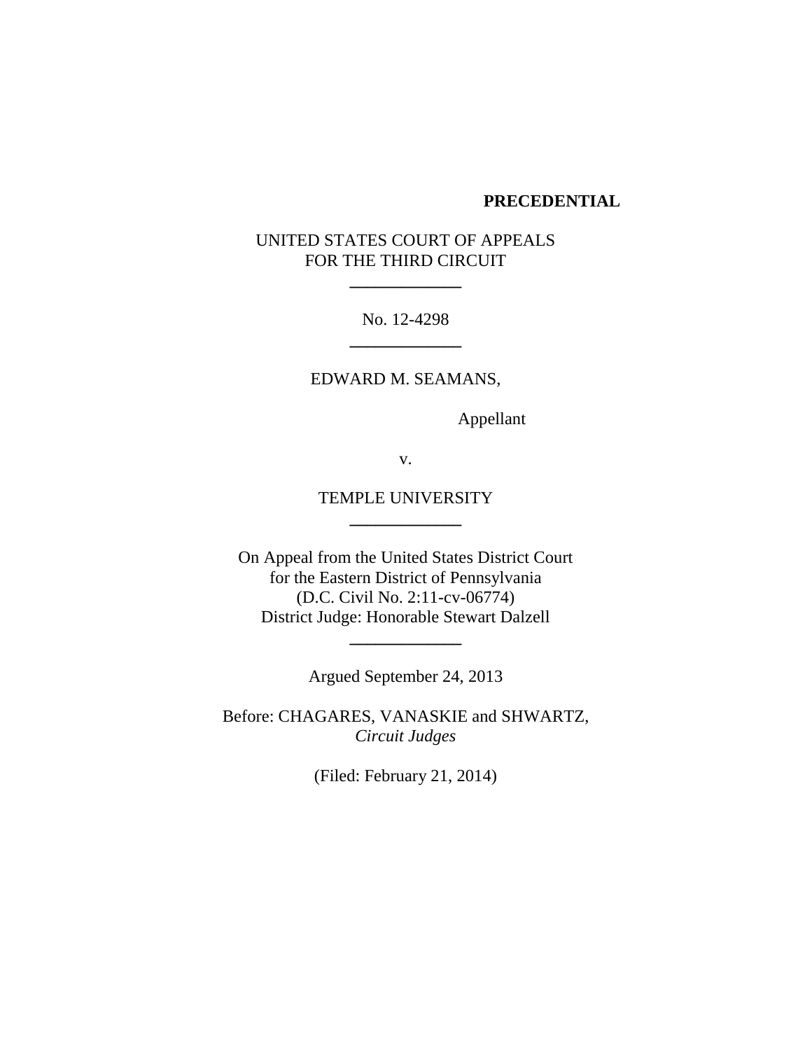**PRECEDENTIAL**

UNITED STATES COURT OF APPEALS
FOR THE THIRD CIRCUIT

---

No. 12-4298

---

EDWARD M. SEAMANS,

Appellant

v.

TEMPLE UNIVERSITY

---

On Appeal from the United States District Court
for the Eastern District of Pennsylvania
(D.C. Civil No. 2:11-cv-06774)
District Judge: Honorable Stewart Dalzell

---

Argued September 24, 2013

Before: CHAGARES, VANASKIE and SHWARTZ,
*Circuit Judges*

(Filed: February 21, 2014)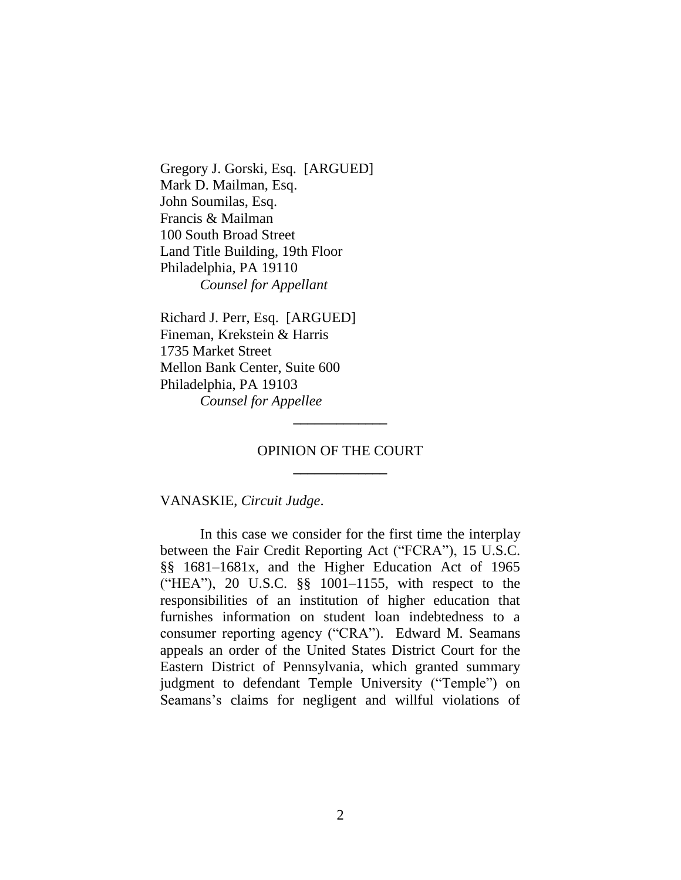Gregory J. Gorski, Esq. [ARGUED]
Mark D. Mailman, Esq.
John Soumilas, Esq.
Francis & Mailman
100 South Broad Street
Land Title Building, 19th Floor
Philadelphia, PA 19110
*Counsel for Appellant*

Richard J. Perr, Esq. [ARGUED]
Fineman, Krekstein & Harris
1735 Market Street
Mellon Bank Center, Suite 600
Philadelphia, PA 19103
*Counsel for Appellee*

---

OPINION OF THE COURT

---

VANASKIE, *Circuit Judge*.

In this case we consider for the first time the interplay between the Fair Credit Reporting Act ("FCRA"), 15 U.S.C. §§ 1681–1681x, and the Higher Education Act of 1965 ("HEA"), 20 U.S.C. §§ 1001–1155, with respect to the responsibilities of an institution of higher education that furnishes information on student loan indebtedness to a consumer reporting agency ("CRA"). Edward M. Seamans appeals an order of the United States District Court for the Eastern District of Pennsylvania, which granted summary judgment to defendant Temple University ("Temple") on Seamans's claims for negligent and willful violations of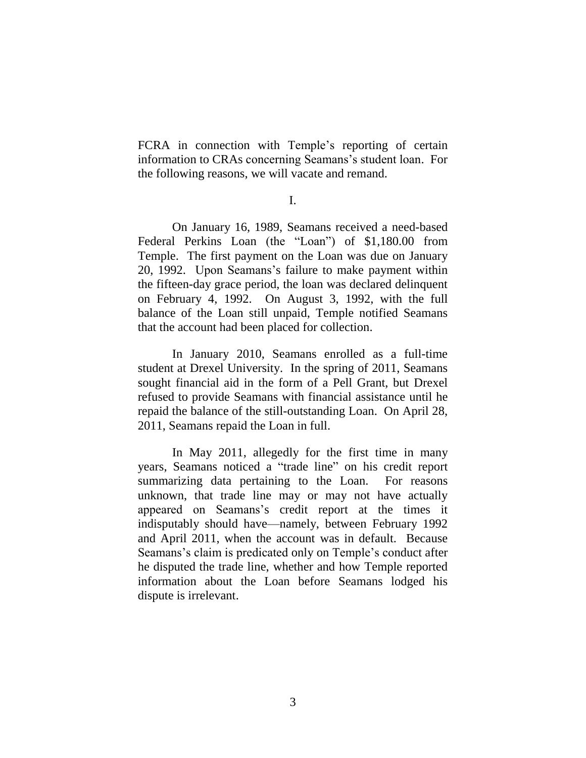FCRA in connection with Temple's reporting of certain information to CRAs concerning Seamans's student loan. For the following reasons, we will vacate and remand.

I.

On January 16, 1989, Seamans received a need-based Federal Perkins Loan (the "Loan") of $1,180.00 from Temple. The first payment on the Loan was due on January 20, 1992. Upon Seamans's failure to make payment within the fifteen-day grace period, the loan was declared delinquent on February 4, 1992. On August 3, 1992, with the full balance of the Loan still unpaid, Temple notified Seamans that the account had been placed for collection.

In January 2010, Seamans enrolled as a full-time student at Drexel University. In the spring of 2011, Seamans sought financial aid in the form of a Pell Grant, but Drexel refused to provide Seamans with financial assistance until he repaid the balance of the still-outstanding Loan. On April 28, 2011, Seamans repaid the Loan in full.

In May 2011, allegedly for the first time in many years, Seamans noticed a "trade line" on his credit report summarizing data pertaining to the Loan. For reasons unknown, that trade line may or may not have actually appeared on Seamans's credit report at the times it indisputably should have—namely, between February 1992 and April 2011, when the account was in default. Because Seamans's claim is predicated only on Temple's conduct after he disputed the trade line, whether and how Temple reported information about the Loan before Seamans lodged his dispute is irrelevant.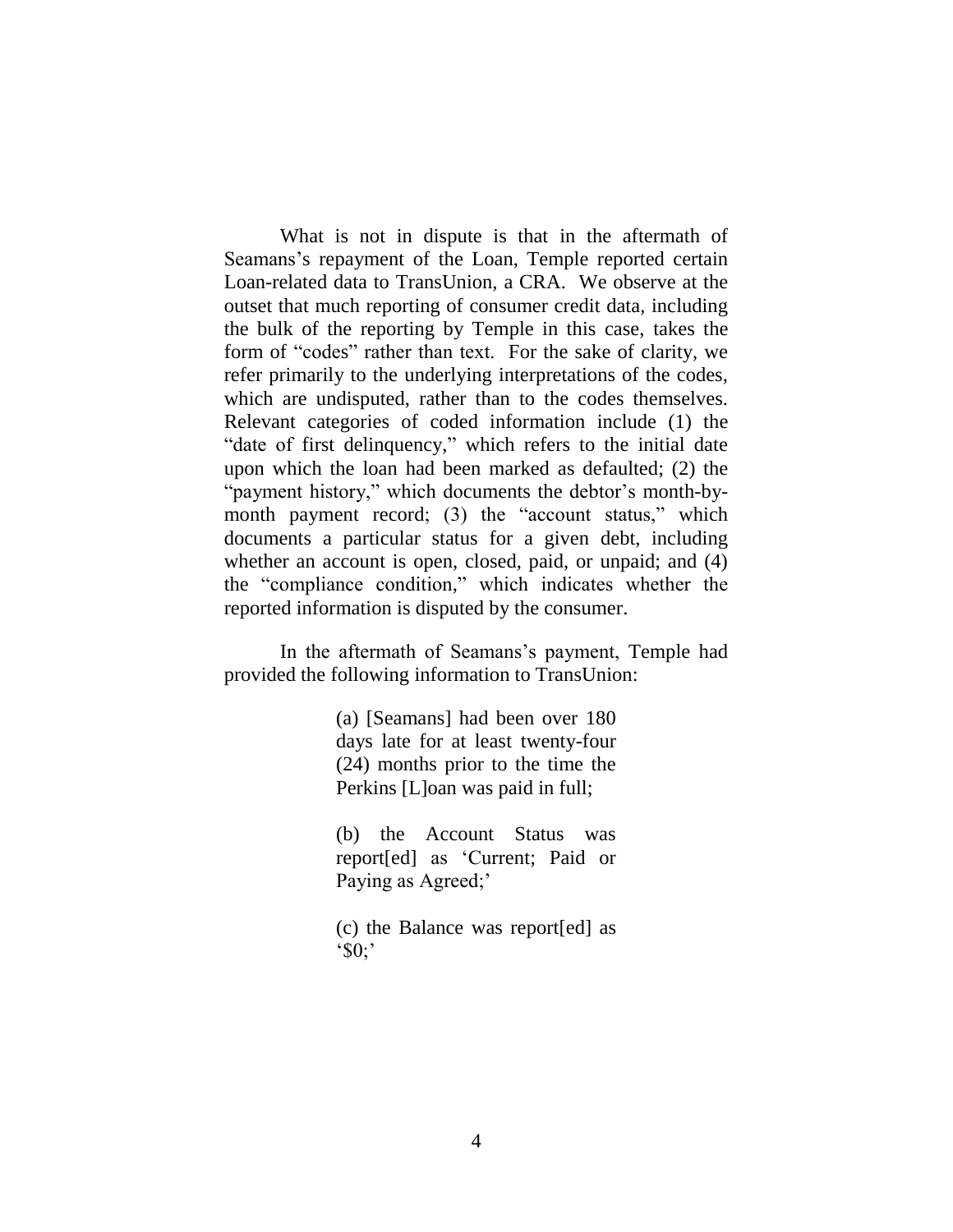What is not in dispute is that in the aftermath of Seamans's repayment of the Loan, Temple reported certain Loan-related data to TransUnion, a CRA. We observe at the outset that much reporting of consumer credit data, including the bulk of the reporting by Temple in this case, takes the form of "codes" rather than text. For the sake of clarity, we refer primarily to the underlying interpretations of the codes, which are undisputed, rather than to the codes themselves. Relevant categories of coded information include (1) the "date of first delinquency," which refers to the initial date upon which the loan had been marked as defaulted; (2) the "payment history," which documents the debtor's month-by-month payment record; (3) the "account status," which documents a particular status for a given debt, including whether an account is open, closed, paid, or unpaid; and (4) the "compliance condition," which indicates whether the reported information is disputed by the consumer.

In the aftermath of Seamans's payment, Temple had provided the following information to TransUnion:

> (a) [Seamans] had been over 180 days late for at least twenty-four (24) months prior to the time the Perkins [L]oan was paid in full;
>
> (b) the Account Status was report[ed] as 'Current; Paid or Paying as Agreed;'
>
> (c) the Balance was report[ed] as '$0;'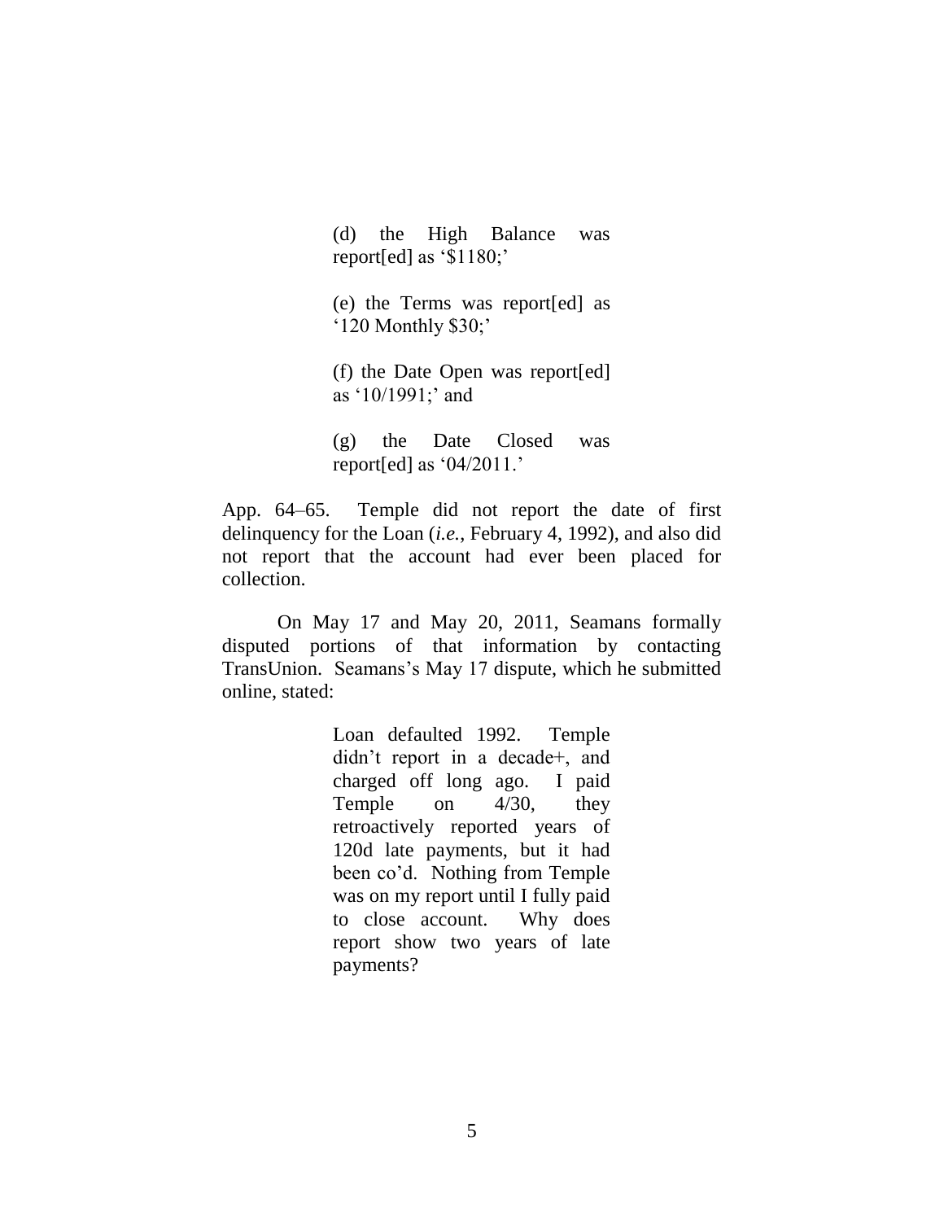> (d) the High Balance was report[ed] as '$1180;'
>
> (e) the Terms was report[ed] as '120 Monthly $30;'
>
> (f) the Date Open was report[ed] as '10/1991;' and
>
> (g) the Date Closed was report[ed] as '04/2011.'

App. 64–65. Temple did not report the date of first delinquency for the Loan (*i.e.*, February 4, 1992), and also did not report that the account had ever been placed for collection.

On May 17 and May 20, 2011, Seamans formally disputed portions of that information by contacting TransUnion. Seamans's May 17 dispute, which he submitted online, stated:

> Loan defaulted 1992. Temple didn't report in a decade+, and charged off long ago. I paid Temple on 4/30, they retroactively reported years of 120d late payments, but it had been co'd. Nothing from Temple was on my report until I fully paid to close account. Why does report show two years of late payments?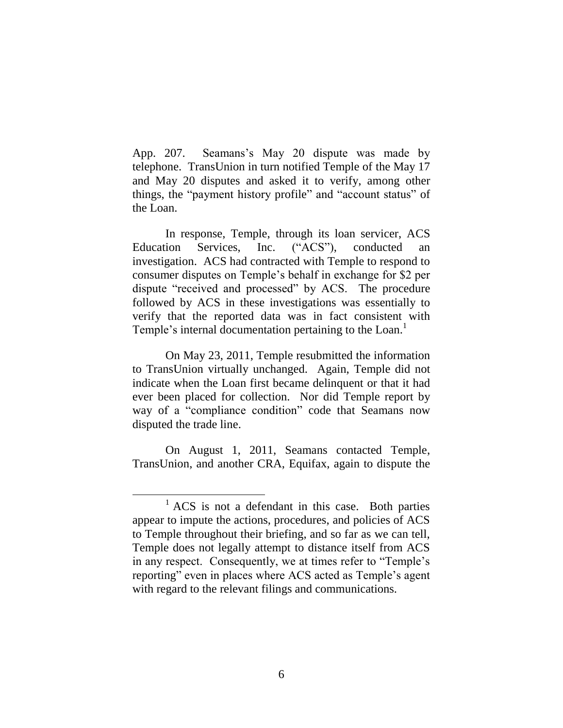App. 207. Seamans's May 20 dispute was made by telephone. TransUnion in turn notified Temple of the May 17 and May 20 disputes and asked it to verify, among other things, the "payment history profile" and "account status" of the Loan.

In response, Temple, through its loan servicer, ACS Education Services, Inc. ("ACS"), conducted an investigation. ACS had contracted with Temple to respond to consumer disputes on Temple's behalf in exchange for $2 per dispute "received and processed" by ACS. The procedure followed by ACS in these investigations was essentially to verify that the reported data was in fact consistent with Temple's internal documentation pertaining to the Loan.[1]

On May 23, 2011, Temple resubmitted the information to TransUnion virtually unchanged. Again, Temple did not indicate when the Loan first became delinquent or that it had ever been placed for collection. Nor did Temple report by way of a "compliance condition" code that Seamans now disputed the trade line.

On August 1, 2011, Seamans contacted Temple, TransUnion, and another CRA, Equifax, again to dispute the

---

[1] ACS is not a defendant in this case. Both parties appear to impute the actions, procedures, and policies of ACS to Temple throughout their briefing, and so far as we can tell, Temple does not legally attempt to distance itself from ACS in any respect. Consequently, we at times refer to "Temple's reporting" even in places where ACS acted as Temple's agent with regard to the relevant filings and communications.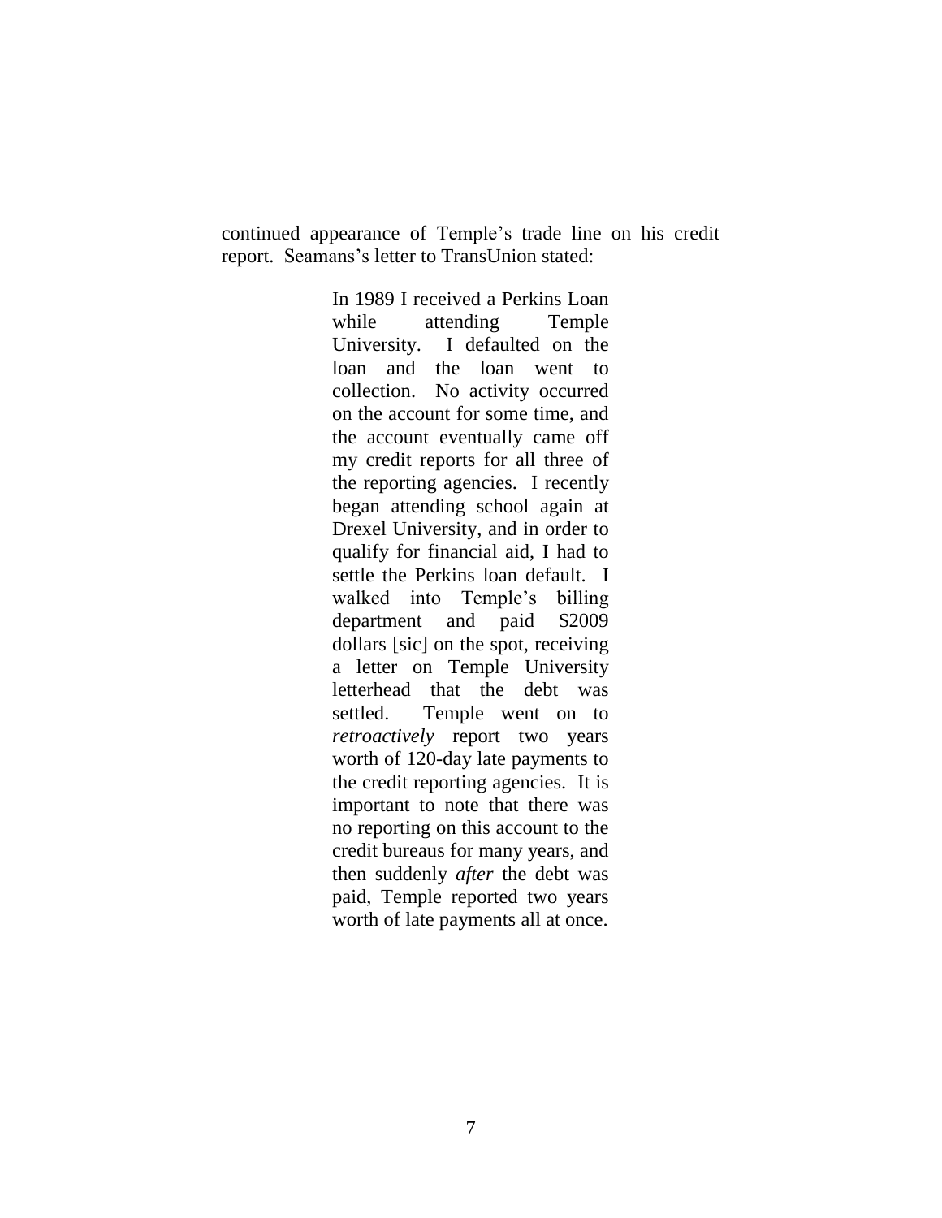continued appearance of Temple's trade line on his credit report. Seamans's letter to TransUnion stated:

> In 1989 I received a Perkins Loan while attending Temple University. I defaulted on the loan and the loan went to collection. No activity occurred on the account for some time, and the account eventually came off my credit reports for all three of the reporting agencies. I recently began attending school again at Drexel University, and in order to qualify for financial aid, I had to settle the Perkins loan default. I walked into Temple's billing department and paid $2009 dollars [sic] on the spot, receiving a letter on Temple University letterhead that the debt was settled. Temple went on to *retroactively* report two years worth of 120-day late payments to the credit reporting agencies. It is important to note that there was no reporting on this account to the credit bureaus for many years, and then suddenly *after* the debt was paid, Temple reported two years worth of late payments all at once.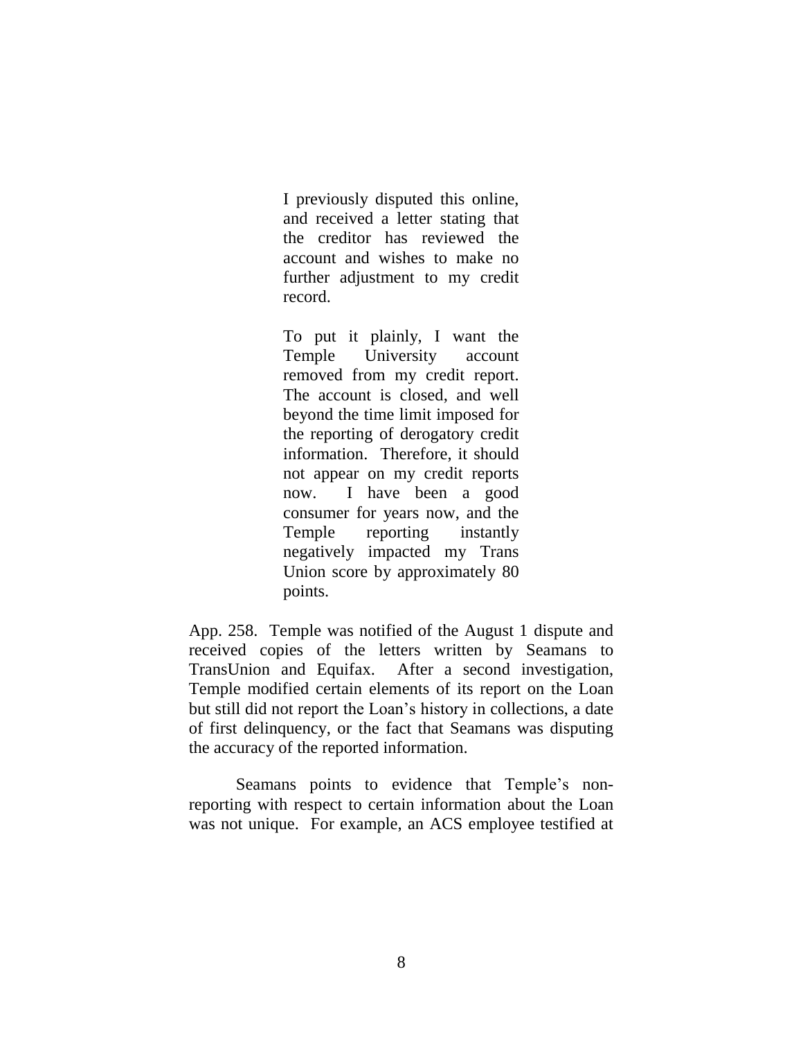> I previously disputed this online, and received a letter stating that the creditor has reviewed the account and wishes to make no further adjustment to my credit record.
>
> To put it plainly, I want the Temple University account removed from my credit report. The account is closed, and well beyond the time limit imposed for the reporting of derogatory credit information. Therefore, it should not appear on my credit reports now. I have been a good consumer for years now, and the Temple reporting instantly negatively impacted my Trans Union score by approximately 80 points.

App. 258. Temple was notified of the August 1 dispute and received copies of the letters written by Seamans to TransUnion and Equifax. After a second investigation, Temple modified certain elements of its report on the Loan but still did not report the Loan's history in collections, a date of first delinquency, or the fact that Seamans was disputing the accuracy of the reported information.

Seamans points to evidence that Temple's non-reporting with respect to certain information about the Loan was not unique. For example, an ACS employee testified at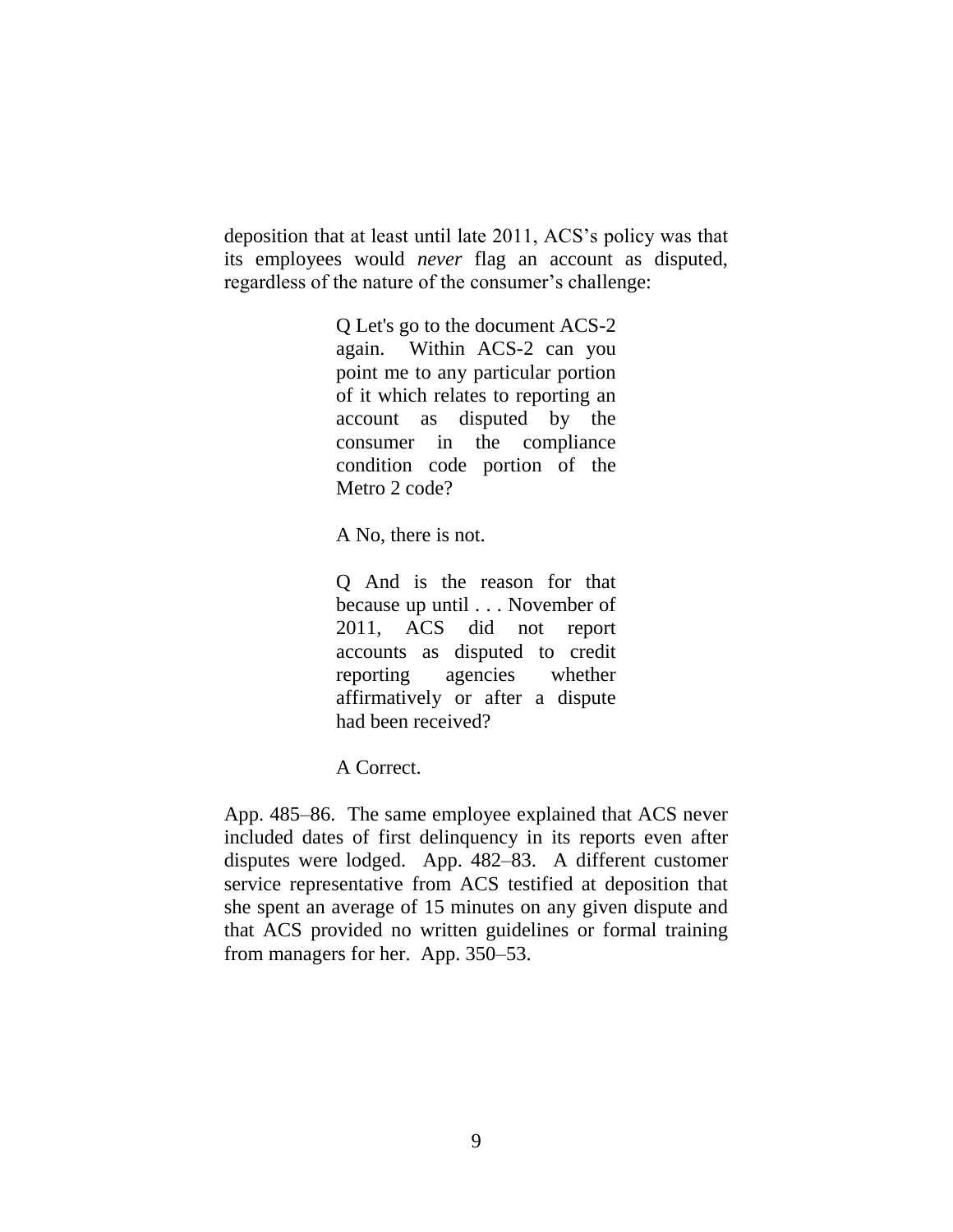deposition that at least until late 2011, ACS's policy was that its employees would *never* flag an account as disputed, regardless of the nature of the consumer's challenge:

> Q Let's go to the document ACS-2 again. Within ACS-2 can you point me to any particular portion of it which relates to reporting an account as disputed by the consumer in the compliance condition code portion of the Metro 2 code?
>
> A No, there is not.
>
> Q And is the reason for that because up until . . . November of 2011, ACS did not report accounts as disputed to credit reporting agencies whether affirmatively or after a dispute had been received?
>
> A Correct.

App. 485–86. The same employee explained that ACS never included dates of first delinquency in its reports even after disputes were lodged. App. 482–83. A different customer service representative from ACS testified at deposition that she spent an average of 15 minutes on any given dispute and that ACS provided no written guidelines or formal training from managers for her. App. 350–53.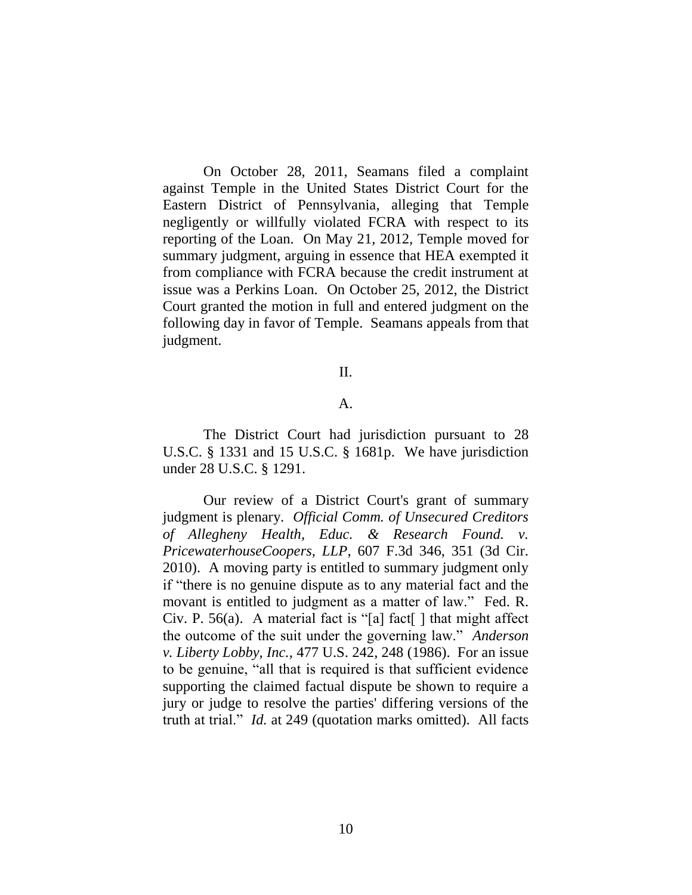On October 28, 2011, Seamans filed a complaint against Temple in the United States District Court for the Eastern District of Pennsylvania, alleging that Temple negligently or willfully violated FCRA with respect to its reporting of the Loan. On May 21, 2012, Temple moved for summary judgment, arguing in essence that HEA exempted it from compliance with FCRA because the credit instrument at issue was a Perkins Loan. On October 25, 2012, the District Court granted the motion in full and entered judgment on the following day in favor of Temple. Seamans appeals from that judgment.

II.

A.

The District Court had jurisdiction pursuant to 28 U.S.C. § 1331 and 15 U.S.C. § 1681p. We have jurisdiction under 28 U.S.C. § 1291.

Our review of a District Court's grant of summary judgment is plenary. *Official Comm. of Unsecured Creditors of Allegheny Health, Educ. & Research Found. v. PricewaterhouseCoopers, LLP*, 607 F.3d 346, 351 (3d Cir. 2010). A moving party is entitled to summary judgment only if "there is no genuine dispute as to any material fact and the movant is entitled to judgment as a matter of law." Fed. R. Civ. P. 56(a). A material fact is "[a] fact[ ] that might affect the outcome of the suit under the governing law." *Anderson v. Liberty Lobby, Inc.*, 477 U.S. 242, 248 (1986). For an issue to be genuine, "all that is required is that sufficient evidence supporting the claimed factual dispute be shown to require a jury or judge to resolve the parties' differing versions of the truth at trial." *Id.* at 249 (quotation marks omitted). All facts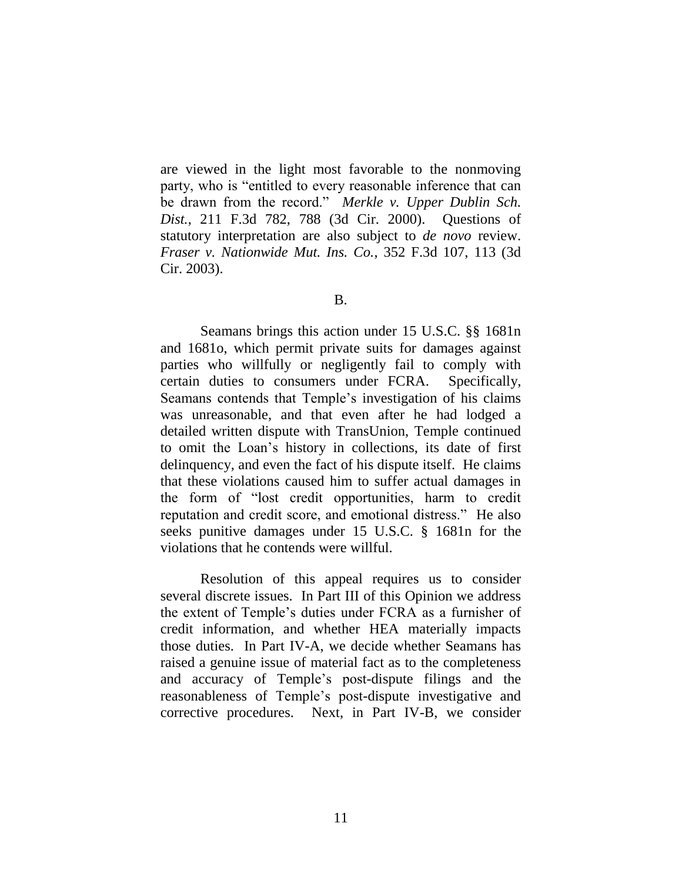are viewed in the light most favorable to the nonmoving party, who is "entitled to every reasonable inference that can be drawn from the record." *Merkle v. Upper Dublin Sch. Dist.*, 211 F.3d 782, 788 (3d Cir. 2000). Questions of statutory interpretation are also subject to *de novo* review. *Fraser v. Nationwide Mut. Ins. Co.*, 352 F.3d 107, 113 (3d Cir. 2003).

B.

Seamans brings this action under 15 U.S.C. §§ 1681n and 1681o, which permit private suits for damages against parties who willfully or negligently fail to comply with certain duties to consumers under FCRA. Specifically, Seamans contends that Temple's investigation of his claims was unreasonable, and that even after he had lodged a detailed written dispute with TransUnion, Temple continued to omit the Loan's history in collections, its date of first delinquency, and even the fact of his dispute itself. He claims that these violations caused him to suffer actual damages in the form of "lost credit opportunities, harm to credit reputation and credit score, and emotional distress." He also seeks punitive damages under 15 U.S.C. § 1681n for the violations that he contends were willful.

Resolution of this appeal requires us to consider several discrete issues. In Part III of this Opinion we address the extent of Temple's duties under FCRA as a furnisher of credit information, and whether HEA materially impacts those duties. In Part IV-A, we decide whether Seamans has raised a genuine issue of material fact as to the completeness and accuracy of Temple's post-dispute filings and the reasonableness of Temple's post-dispute investigative and corrective procedures. Next, in Part IV-B, we consider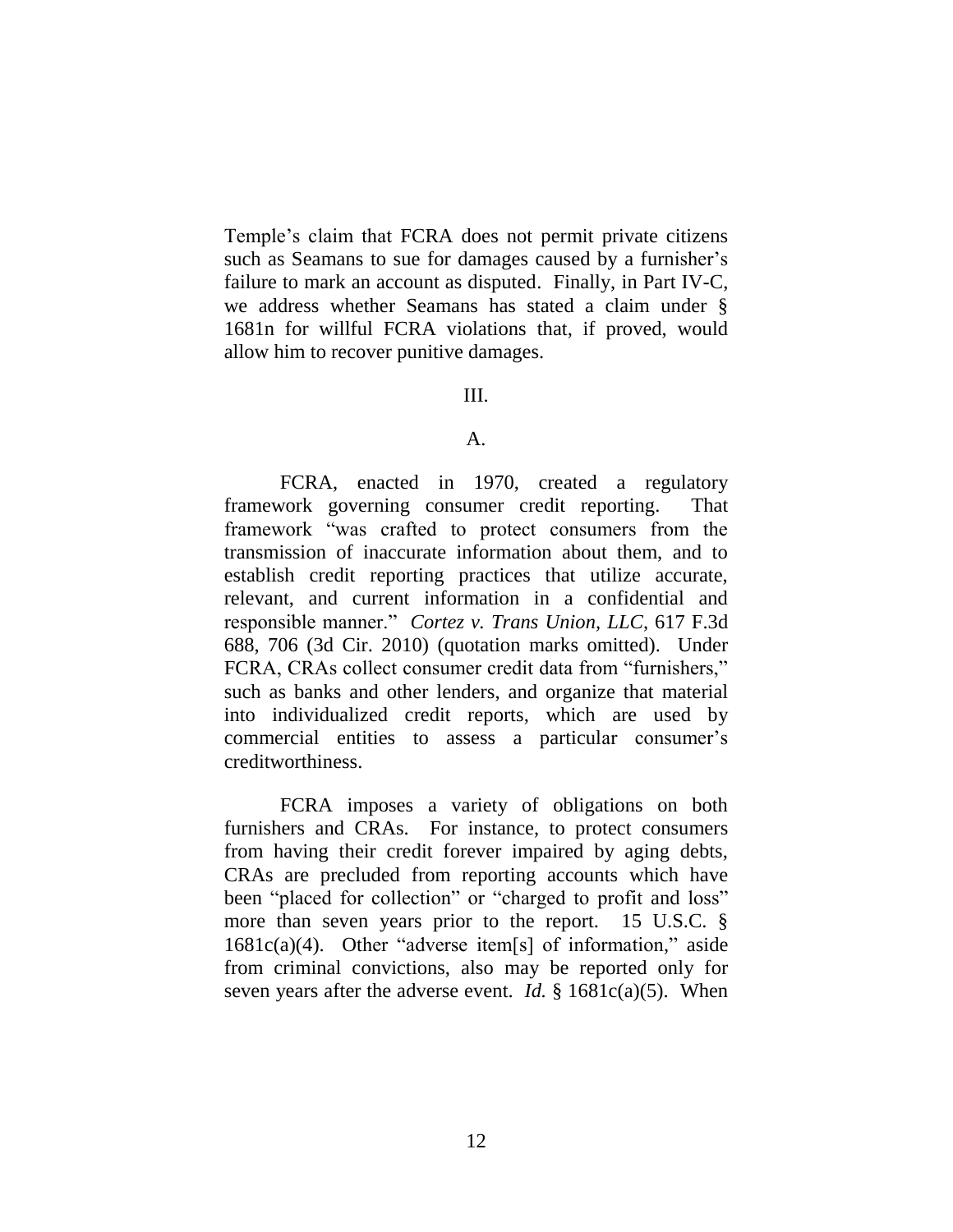Temple's claim that FCRA does not permit private citizens such as Seamans to sue for damages caused by a furnisher's failure to mark an account as disputed. Finally, in Part IV-C, we address whether Seamans has stated a claim under § 1681n for willful FCRA violations that, if proved, would allow him to recover punitive damages.

## III.

### A.

FCRA, enacted in 1970, created a regulatory framework governing consumer credit reporting. That framework "was crafted to protect consumers from the transmission of inaccurate information about them, and to establish credit reporting practices that utilize accurate, relevant, and current information in a confidential and responsible manner." *Cortez v. Trans Union, LLC*, 617 F.3d 688, 706 (3d Cir. 2010) (quotation marks omitted). Under FCRA, CRAs collect consumer credit data from "furnishers," such as banks and other lenders, and organize that material into individualized credit reports, which are used by commercial entities to assess a particular consumer's creditworthiness.

FCRA imposes a variety of obligations on both furnishers and CRAs. For instance, to protect consumers from having their credit forever impaired by aging debts, CRAs are precluded from reporting accounts which have been "placed for collection" or "charged to profit and loss" more than seven years prior to the report. 15 U.S.C. § 1681c(a)(4). Other "adverse item[s] of information," aside from criminal convictions, also may be reported only for seven years after the adverse event. *Id.* § 1681c(a)(5). When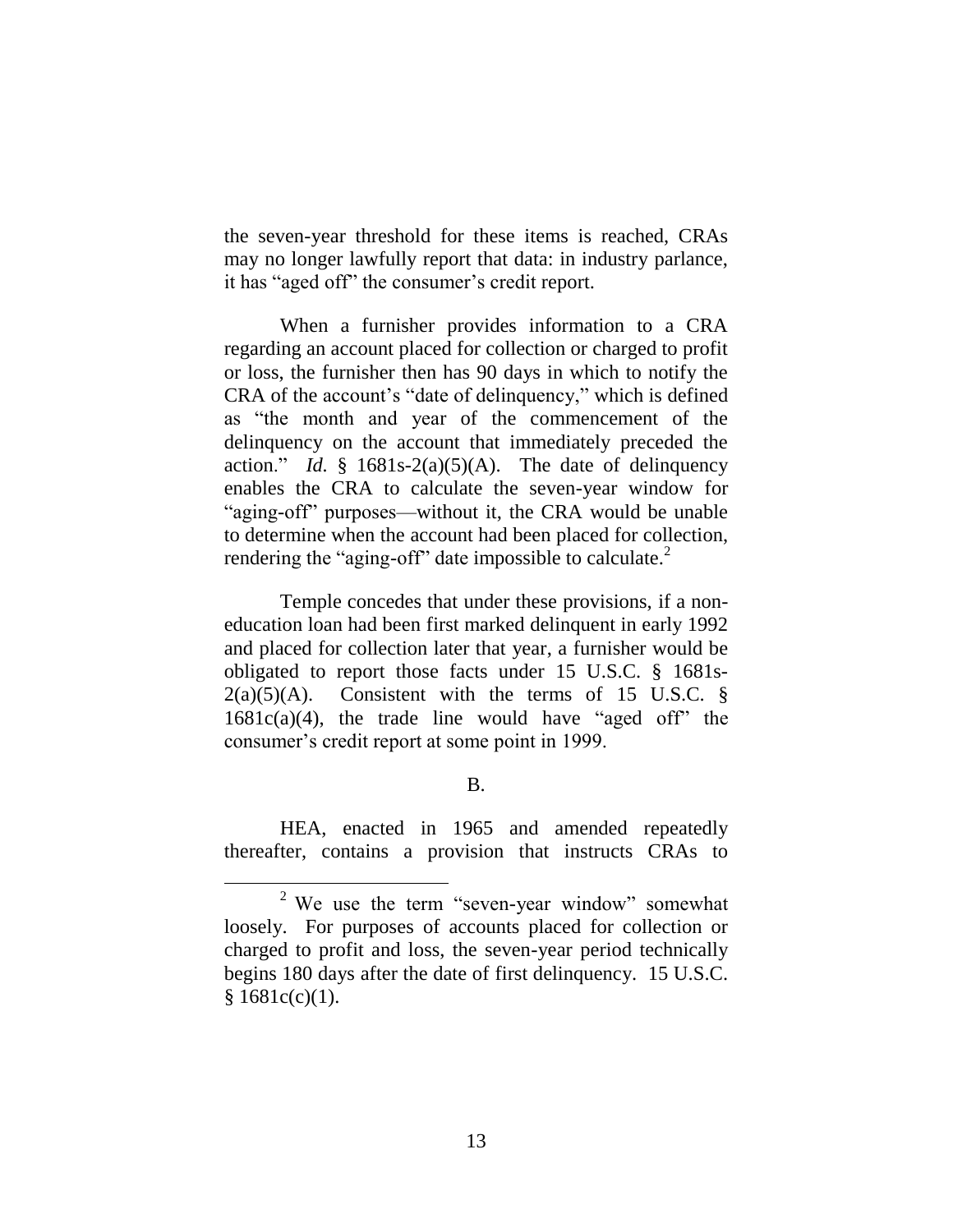the seven-year threshold for these items is reached, CRAs may no longer lawfully report that data: in industry parlance, it has "aged off" the consumer's credit report.

When a furnisher provides information to a CRA regarding an account placed for collection or charged to profit or loss, the furnisher then has 90 days in which to notify the CRA of the account's "date of delinquency," which is defined as "the month and year of the commencement of the delinquency on the account that immediately preceded the action." *Id.* § 1681s-2(a)(5)(A). The date of delinquency enables the CRA to calculate the seven-year window for "aging-off" purposes—without it, the CRA would be unable to determine when the account had been placed for collection, rendering the "aging-off" date impossible to calculate.[2]

Temple concedes that under these provisions, if a non-education loan had been first marked delinquent in early 1992 and placed for collection later that year, a furnisher would be obligated to report those facts under 15 U.S.C. § 1681s-2(a)(5)(A). Consistent with the terms of 15 U.S.C. § 1681c(a)(4), the trade line would have "aged off" the consumer's credit report at some point in 1999.

B.

HEA, enacted in 1965 and amended repeatedly thereafter, contains a provision that instructs CRAs to

[2] We use the term "seven-year window" somewhat loosely. For purposes of accounts placed for collection or charged to profit and loss, the seven-year period technically begins 180 days after the date of first delinquency. 15 U.S.C. § 1681c(c)(1).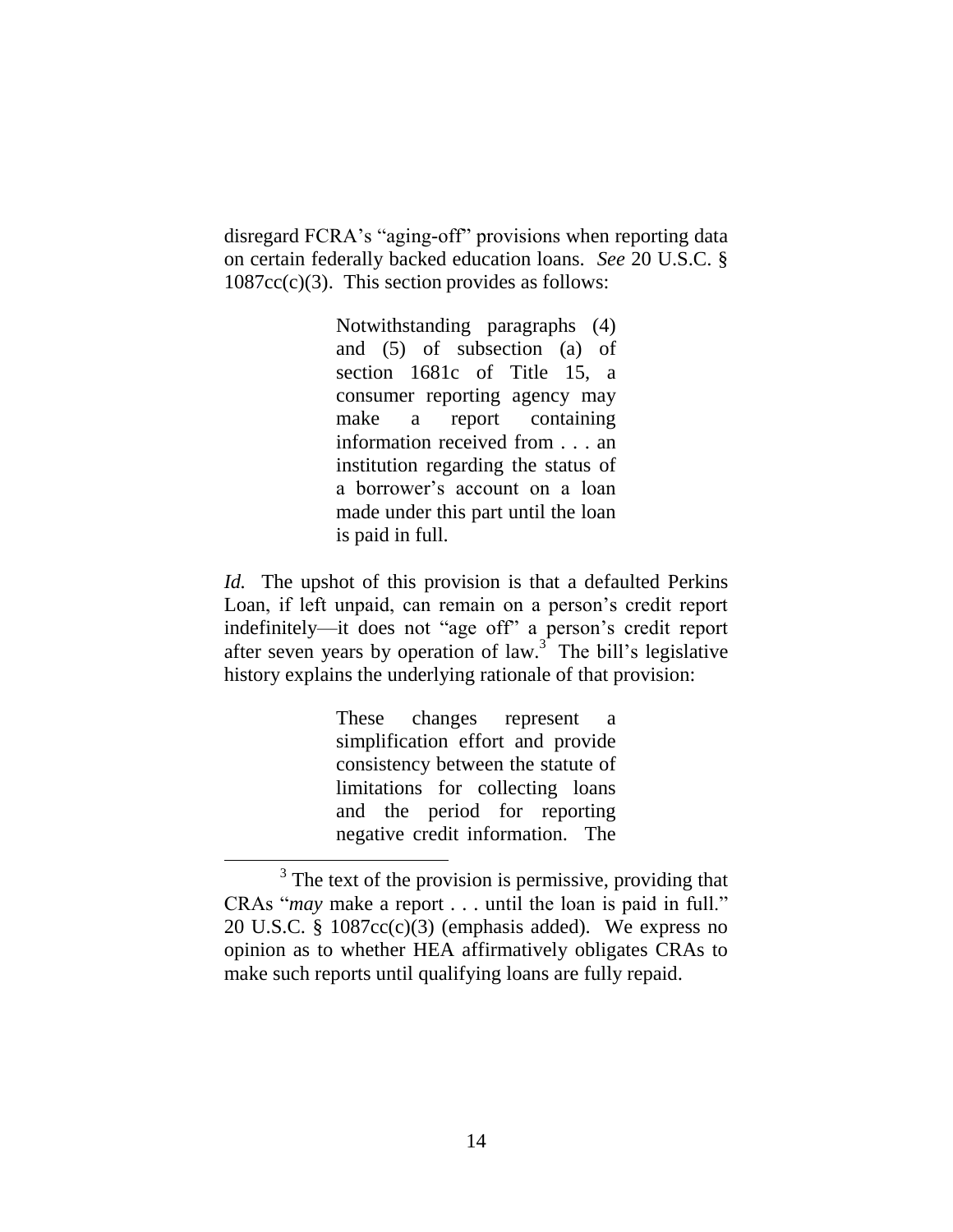disregard FCRA's "aging-off" provisions when reporting data on certain federally backed education loans. *See* 20 U.S.C. § 1087cc(c)(3). This section provides as follows:

> Notwithstanding paragraphs (4) and (5) of subsection (a) of section 1681c of Title 15, a consumer reporting agency may make a report containing information received from . . . an institution regarding the status of a borrower's account on a loan made under this part until the loan is paid in full.

*Id.* The upshot of this provision is that a defaulted Perkins Loan, if left unpaid, can remain on a person's credit report indefinitely—it does not "age off" a person's credit report after seven years by operation of law.[3] The bill's legislative history explains the underlying rationale of that provision:

> These changes represent a simplification effort and provide consistency between the statute of limitations for collecting loans and the period for reporting negative credit information. The

[3] The text of the provision is permissive, providing that CRAs "*may* make a report . . . until the loan is paid in full." 20 U.S.C. § 1087cc(c)(3) (emphasis added). We express no opinion as to whether HEA affirmatively obligates CRAs to make such reports until qualifying loans are fully repaid.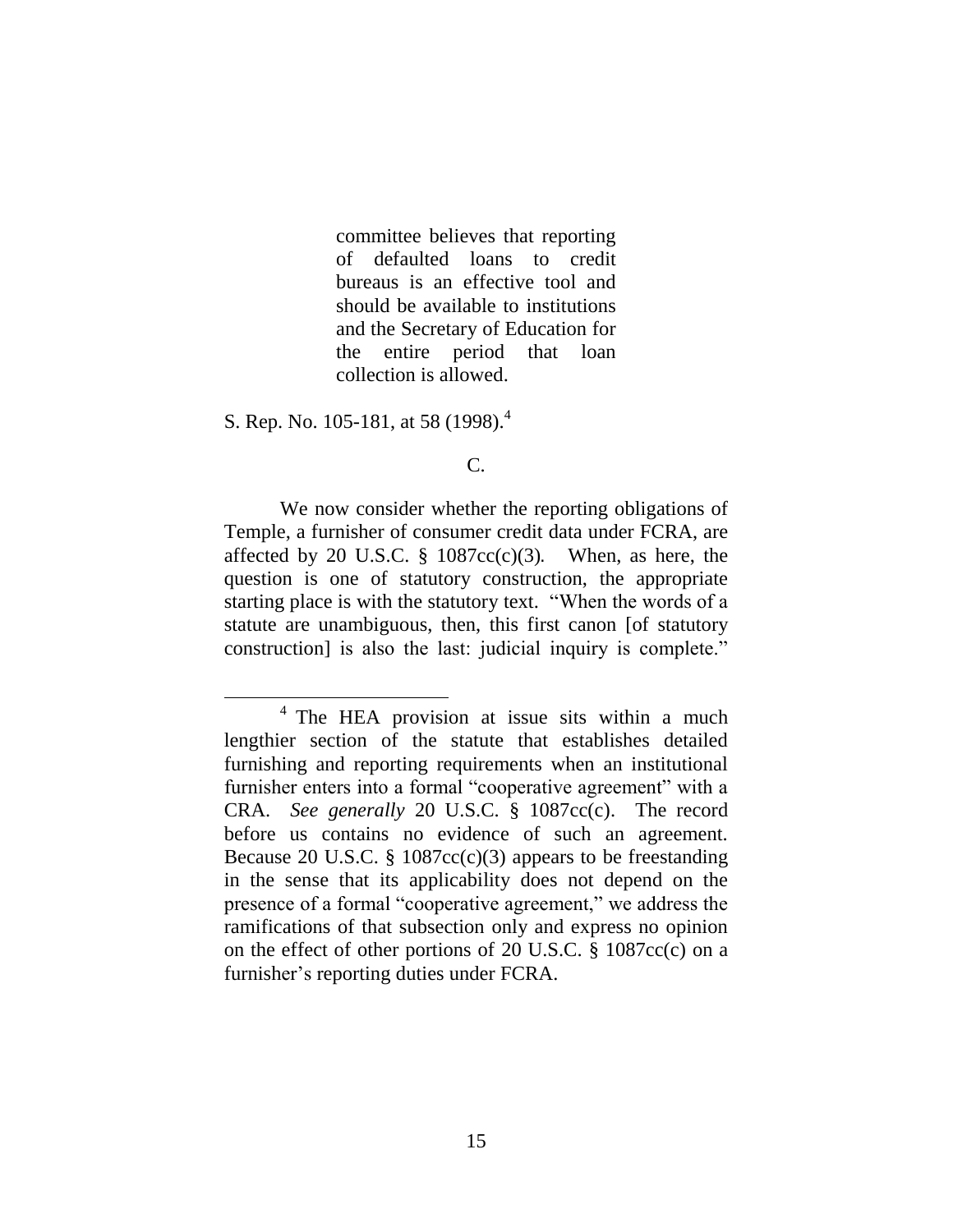> committee believes that reporting of defaulted loans to credit bureaus is an effective tool and should be available to institutions and the Secretary of Education for the entire period that loan collection is allowed.

S. Rep. No. 105-181, at 58 (1998).[4]

C.

We now consider whether the reporting obligations of Temple, a furnisher of consumer credit data under FCRA, are affected by 20 U.S.C. § 1087cc(c)(3). When, as here, the question is one of statutory construction, the appropriate starting place is with the statutory text. "When the words of a statute are unambiguous, then, this first canon [of statutory construction] is also the last: judicial inquiry is complete."

---

[4] The HEA provision at issue sits within a much lengthier section of the statute that establishes detailed furnishing and reporting requirements when an institutional furnisher enters into a formal "cooperative agreement" with a CRA. *See generally* 20 U.S.C. § 1087cc(c). The record before us contains no evidence of such an agreement. Because 20 U.S.C. § 1087cc(c)(3) appears to be freestanding in the sense that its applicability does not depend on the presence of a formal "cooperative agreement," we address the ramifications of that subsection only and express no opinion on the effect of other portions of 20 U.S.C. § 1087cc(c) on a furnisher's reporting duties under FCRA.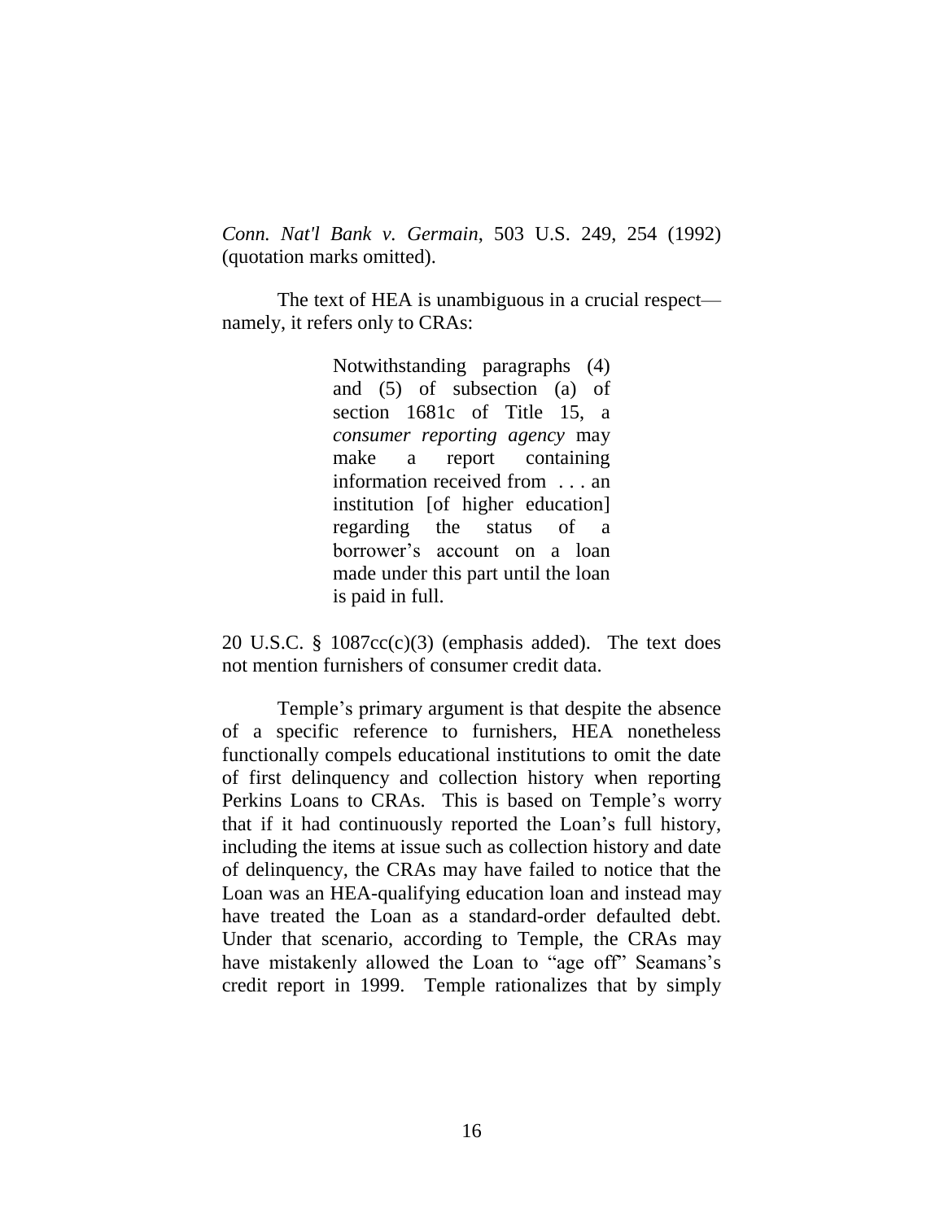*Conn. Nat'l Bank v. Germain*, 503 U.S. 249, 254 (1992) (quotation marks omitted).

The text of HEA is unambiguous in a crucial respect—namely, it refers only to CRAs:

> Notwithstanding paragraphs (4) and (5) of subsection (a) of section 1681c of Title 15, a *consumer reporting agency* may make a report containing information received from . . . an institution [of higher education] regarding the status of a borrower's account on a loan made under this part until the loan is paid in full.

20 U.S.C. § 1087cc(c)(3) (emphasis added). The text does not mention furnishers of consumer credit data.

Temple's primary argument is that despite the absence of a specific reference to furnishers, HEA nonetheless functionally compels educational institutions to omit the date of first delinquency and collection history when reporting Perkins Loans to CRAs. This is based on Temple's worry that if it had continuously reported the Loan's full history, including the items at issue such as collection history and date of delinquency, the CRAs may have failed to notice that the Loan was an HEA-qualifying education loan and instead may have treated the Loan as a standard-order defaulted debt. Under that scenario, according to Temple, the CRAs may have mistakenly allowed the Loan to "age off" Seamans's credit report in 1999. Temple rationalizes that by simply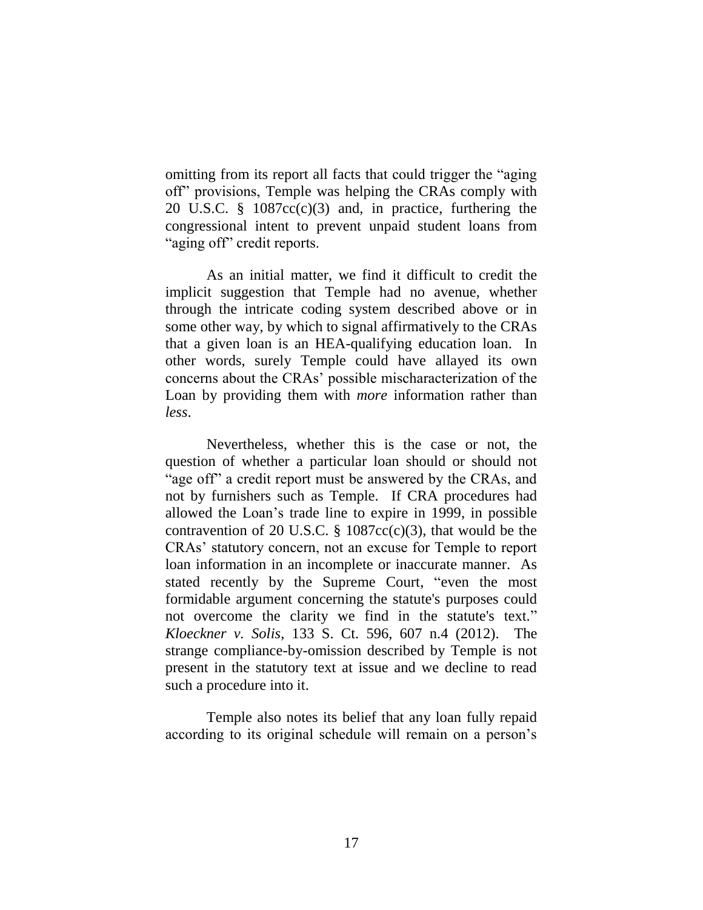omitting from its report all facts that could trigger the "aging off" provisions, Temple was helping the CRAs comply with 20 U.S.C. § 1087cc(c)(3) and, in practice, furthering the congressional intent to prevent unpaid student loans from "aging off" credit reports.

As an initial matter, we find it difficult to credit the implicit suggestion that Temple had no avenue, whether through the intricate coding system described above or in some other way, by which to signal affirmatively to the CRAs that a given loan is an HEA-qualifying education loan. In other words, surely Temple could have allayed its own concerns about the CRAs' possible mischaracterization of the Loan by providing them with *more* information rather than *less*.

Nevertheless, whether this is the case or not, the question of whether a particular loan should or should not "age off" a credit report must be answered by the CRAs, and not by furnishers such as Temple. If CRA procedures had allowed the Loan's trade line to expire in 1999, in possible contravention of 20 U.S.C. § 1087cc(c)(3), that would be the CRAs' statutory concern, not an excuse for Temple to report loan information in an incomplete or inaccurate manner. As stated recently by the Supreme Court, "even the most formidable argument concerning the statute's purposes could not overcome the clarity we find in the statute's text." *Kloeckner v. Solis*, 133 S. Ct. 596, 607 n.4 (2012). The strange compliance-by-omission described by Temple is not present in the statutory text at issue and we decline to read such a procedure into it.

Temple also notes its belief that any loan fully repaid according to its original schedule will remain on a person's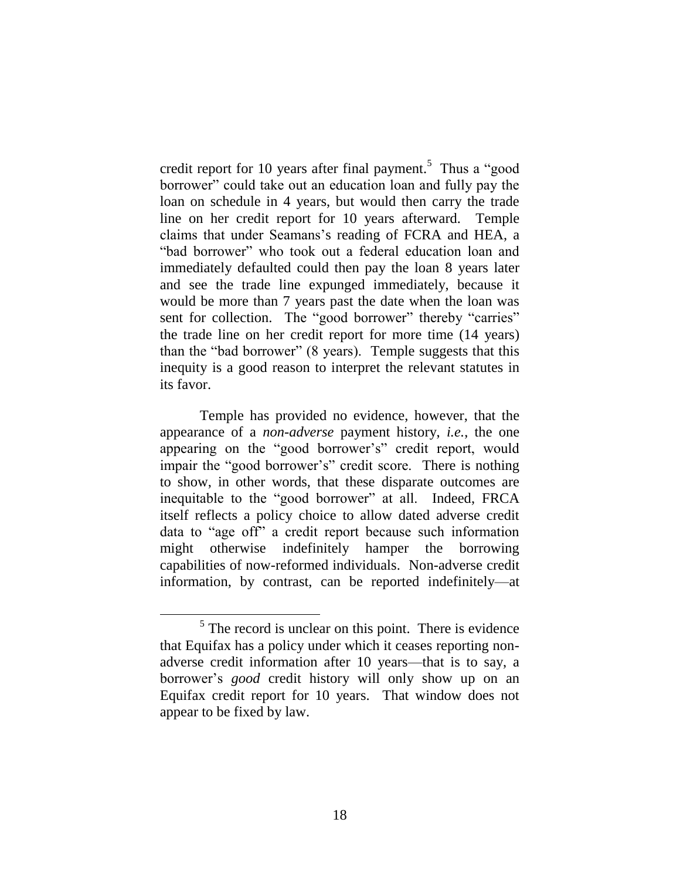credit report for 10 years after final payment.[5] Thus a "good borrower" could take out an education loan and fully pay the loan on schedule in 4 years, but would then carry the trade line on her credit report for 10 years afterward. Temple claims that under Seamans's reading of FCRA and HEA, a "bad borrower" who took out a federal education loan and immediately defaulted could then pay the loan 8 years later and see the trade line expunged immediately, because it would be more than 7 years past the date when the loan was sent for collection. The "good borrower" thereby "carries" the trade line on her credit report for more time (14 years) than the "bad borrower" (8 years). Temple suggests that this inequity is a good reason to interpret the relevant statutes in its favor.

Temple has provided no evidence, however, that the appearance of a *non-adverse* payment history, *i.e.*, the one appearing on the "good borrower's" credit report, would impair the "good borrower's" credit score. There is nothing to show, in other words, that these disparate outcomes are inequitable to the "good borrower" at all. Indeed, FRCA itself reflects a policy choice to allow dated adverse credit data to "age off" a credit report because such information might otherwise indefinitely hamper the borrowing capabilities of now-reformed individuals. Non-adverse credit information, by contrast, can be reported indefinitely—at

[5] The record is unclear on this point. There is evidence that Equifax has a policy under which it ceases reporting non-adverse credit information after 10 years—that is to say, a borrower's *good* credit history will only show up on an Equifax credit report for 10 years. That window does not appear to be fixed by law.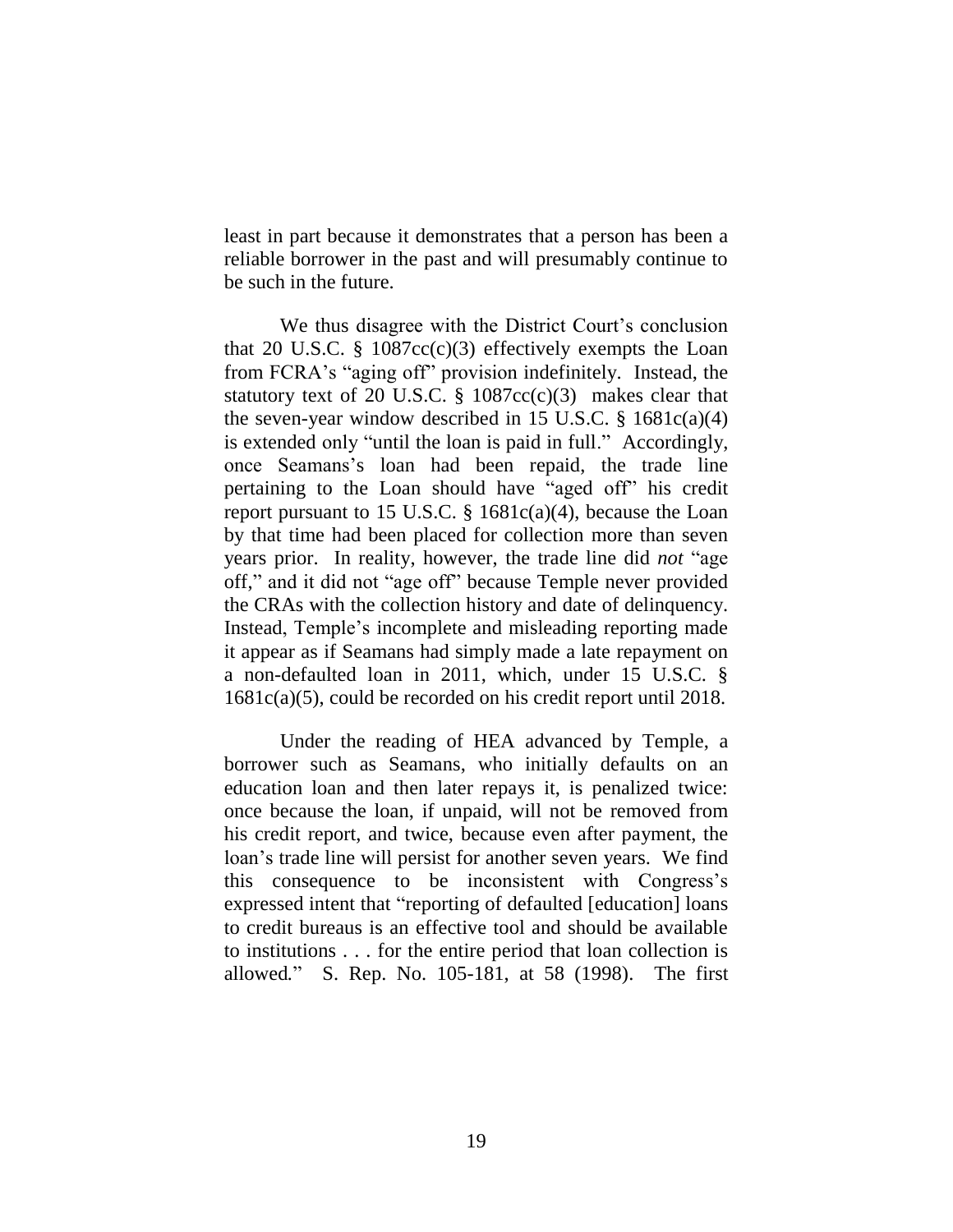least in part because it demonstrates that a person has been a reliable borrower in the past and will presumably continue to be such in the future.

We thus disagree with the District Court's conclusion that 20 U.S.C. § 1087cc(c)(3) effectively exempts the Loan from FCRA's "aging off" provision indefinitely. Instead, the statutory text of 20 U.S.C. § 1087cc(c)(3) makes clear that the seven-year window described in 15 U.S.C. § 1681c(a)(4) is extended only "until the loan is paid in full." Accordingly, once Seamans's loan had been repaid, the trade line pertaining to the Loan should have "aged off" his credit report pursuant to 15 U.S.C. § 1681c(a)(4), because the Loan by that time had been placed for collection more than seven years prior. In reality, however, the trade line did *not* "age off," and it did not "age off" because Temple never provided the CRAs with the collection history and date of delinquency. Instead, Temple's incomplete and misleading reporting made it appear as if Seamans had simply made a late repayment on a non-defaulted loan in 2011, which, under 15 U.S.C. § 1681c(a)(5), could be recorded on his credit report until 2018.

Under the reading of HEA advanced by Temple, a borrower such as Seamans, who initially defaults on an education loan and then later repays it, is penalized twice: once because the loan, if unpaid, will not be removed from his credit report, and twice, because even after payment, the loan's trade line will persist for another seven years. We find this consequence to be inconsistent with Congress's expressed intent that "reporting of defaulted [education] loans to credit bureaus is an effective tool and should be available to institutions . . . for the entire period that loan collection is allowed." S. Rep. No. 105-181, at 58 (1998). The first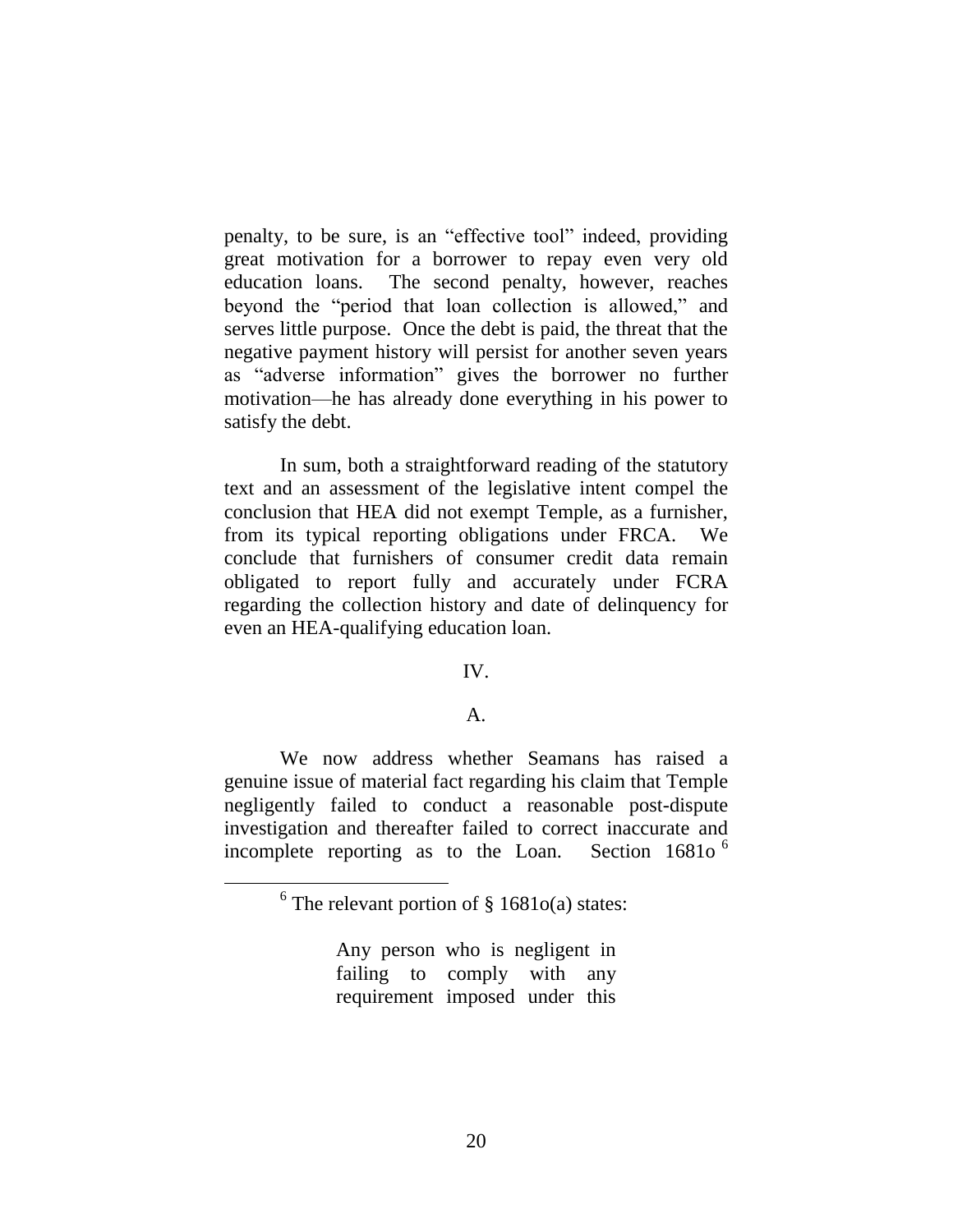penalty, to be sure, is an "effective tool" indeed, providing great motivation for a borrower to repay even very old education loans. The second penalty, however, reaches beyond the "period that loan collection is allowed," and serves little purpose. Once the debt is paid, the threat that the negative payment history will persist for another seven years as "adverse information" gives the borrower no further motivation—he has already done everything in his power to satisfy the debt.

In sum, both a straightforward reading of the statutory text and an assessment of the legislative intent compel the conclusion that HEA did not exempt Temple, as a furnisher, from its typical reporting obligations under FRCA. We conclude that furnishers of consumer credit data remain obligated to report fully and accurately under FCRA regarding the collection history and date of delinquency for even an HEA-qualifying education loan.

## IV.

### A.

We now address whether Seamans has raised a genuine issue of material fact regarding his claim that Temple negligently failed to conduct a reasonable post-dispute investigation and thereafter failed to correct inaccurate and incomplete reporting as to the Loan. Section 1681o[6]

---

[6] The relevant portion of § 1681o(a) states:

> Any person who is negligent in failing to comply with any requirement imposed under this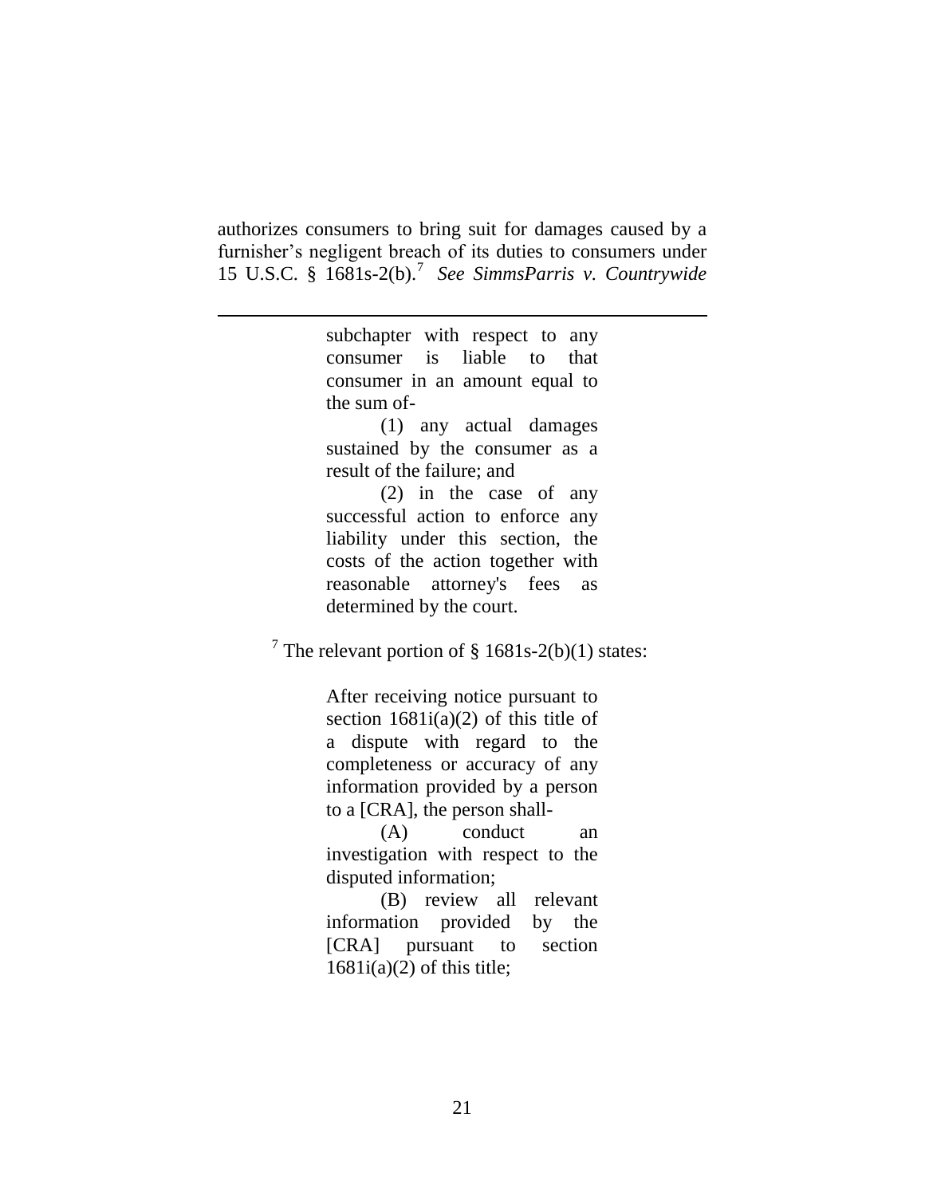authorizes consumers to bring suit for damages caused by a furnisher's negligent breach of its duties to consumers under 15 U.S.C. § 1681s-2(b).[7] *See SimmsParris v. Countrywide*

---

> subchapter with respect to any consumer is liable to that consumer in an amount equal to the sum of-
>
> (1) any actual damages sustained by the consumer as a result of the failure; and
>
> (2) in the case of any successful action to enforce any liability under this section, the costs of the action together with reasonable attorney's fees as determined by the court.

[7] The relevant portion of § 1681s-2(b)(1) states:

> After receiving notice pursuant to section 1681i(a)(2) of this title of a dispute with regard to the completeness or accuracy of any information provided by a person to a [CRA], the person shall-
>
> (A) conduct an investigation with respect to the disputed information;
>
> (B) review all relevant information provided by the [CRA] pursuant to section 1681i(a)(2) of this title;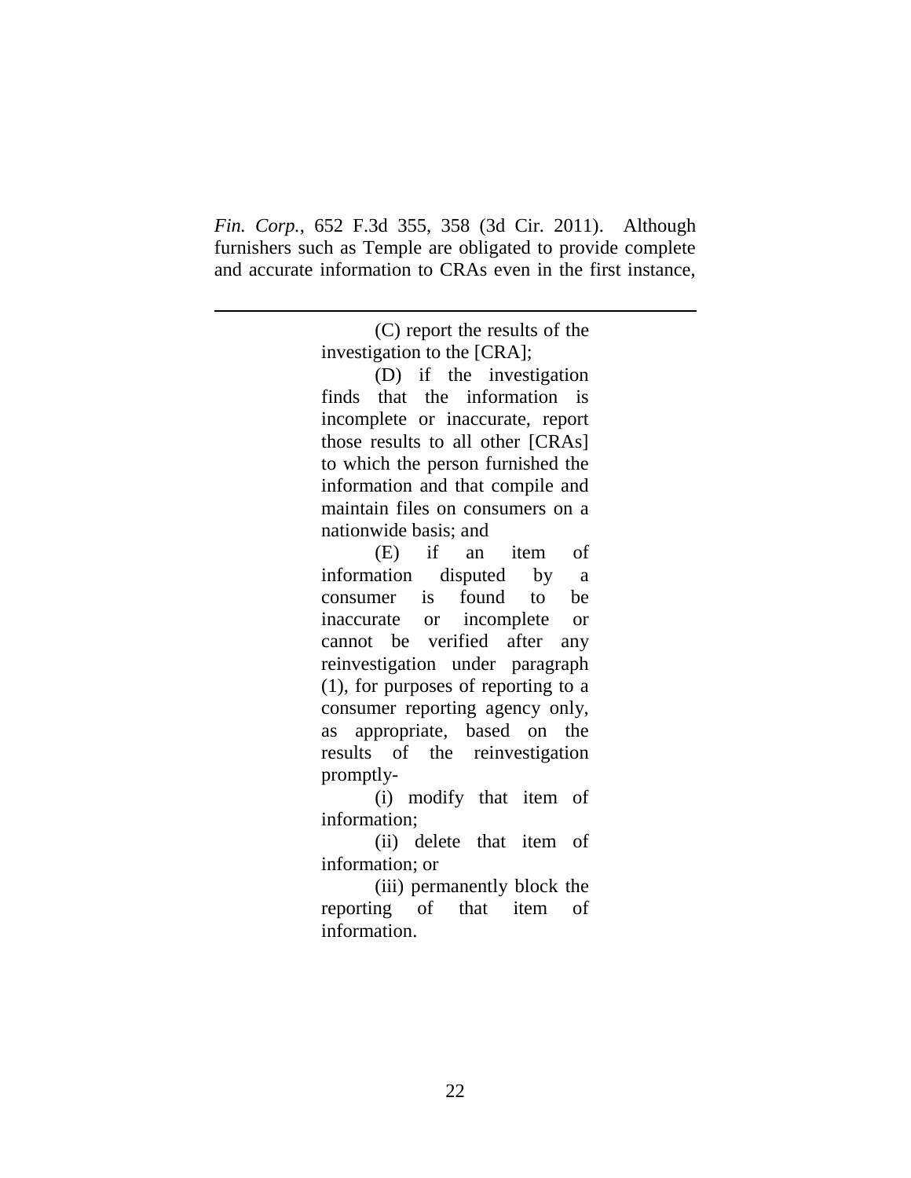*Fin. Corp.*, 652 F.3d 355, 358 (3d Cir. 2011). Although furnishers such as Temple are obligated to provide complete and accurate information to CRAs even in the first instance,

---

> (C) report the results of the investigation to the [CRA];
>
> (D) if the investigation finds that the information is incomplete or inaccurate, report those results to all other [CRAs] to which the person furnished the information and that compile and maintain files on consumers on a nationwide basis; and
>
> (E) if an item of information disputed by a consumer is found to be inaccurate or incomplete or cannot be verified after any reinvestigation under paragraph (1), for purposes of reporting to a consumer reporting agency only, as appropriate, based on the results of the reinvestigation promptly-
>
> (i) modify that item of information;
>
> (ii) delete that item of information; or
>
> (iii) permanently block the reporting of that item of information.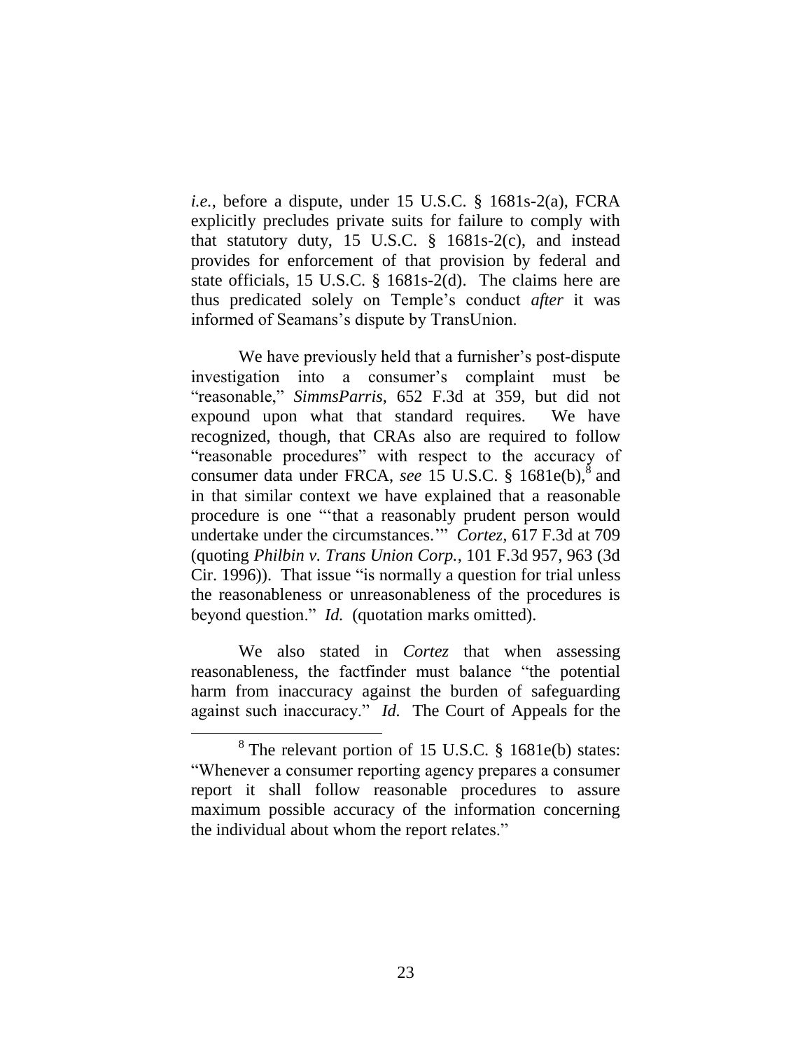*i.e.*, before a dispute, under 15 U.S.C. § 1681s-2(a), FCRA explicitly precludes private suits for failure to comply with that statutory duty, 15 U.S.C. § 1681s-2(c), and instead provides for enforcement of that provision by federal and state officials, 15 U.S.C. § 1681s-2(d). The claims here are thus predicated solely on Temple's conduct *after* it was informed of Seamans's dispute by TransUnion.

We have previously held that a furnisher's post-dispute investigation into a consumer's complaint must be "reasonable," *SimmsParris*, 652 F.3d at 359, but did not expound upon what that standard requires. We have recognized, though, that CRAs also are required to follow "reasonable procedures" with respect to the accuracy of consumer data under FRCA, *see* 15 U.S.C. § 1681e(b),[8] and in that similar context we have explained that a reasonable procedure is one "'that a reasonably prudent person would undertake under the circumstances.'" *Cortez*, 617 F.3d at 709 (quoting *Philbin v. Trans Union Corp.*, 101 F.3d 957, 963 (3d Cir. 1996)). That issue "is normally a question for trial unless the reasonableness or unreasonableness of the procedures is beyond question." *Id.* (quotation marks omitted).

We also stated in *Cortez* that when assessing reasonableness, the factfinder must balance "the potential harm from inaccuracy against the burden of safeguarding against such inaccuracy." *Id.* The Court of Appeals for the

---

[8] The relevant portion of 15 U.S.C. § 1681e(b) states: "Whenever a consumer reporting agency prepares a consumer report it shall follow reasonable procedures to assure maximum possible accuracy of the information concerning the individual about whom the report relates."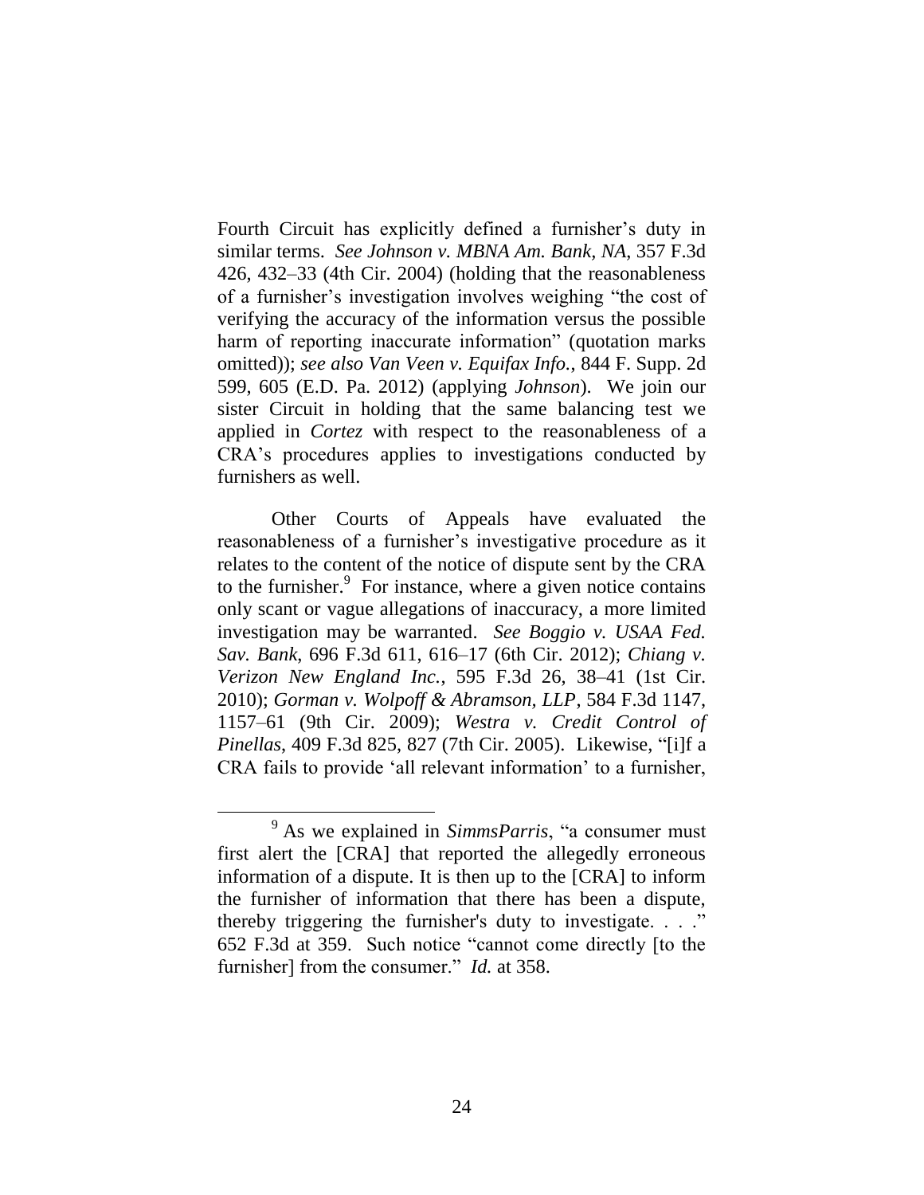Fourth Circuit has explicitly defined a furnisher's duty in similar terms. *See Johnson v. MBNA Am. Bank, NA*, 357 F.3d 426, 432–33 (4th Cir. 2004) (holding that the reasonableness of a furnisher's investigation involves weighing "the cost of verifying the accuracy of the information versus the possible harm of reporting inaccurate information" (quotation marks omitted)); *see also Van Veen v. Equifax Info.*, 844 F. Supp. 2d 599, 605 (E.D. Pa. 2012) (applying *Johnson*). We join our sister Circuit in holding that the same balancing test we applied in *Cortez* with respect to the reasonableness of a CRA's procedures applies to investigations conducted by furnishers as well.

Other Courts of Appeals have evaluated the reasonableness of a furnisher's investigative procedure as it relates to the content of the notice of dispute sent by the CRA to the furnisher.[9] For instance, where a given notice contains only scant or vague allegations of inaccuracy, a more limited investigation may be warranted. *See Boggio v. USAA Fed. Sav. Bank*, 696 F.3d 611, 616–17 (6th Cir. 2012); *Chiang v. Verizon New England Inc.*, 595 F.3d 26, 38–41 (1st Cir. 2010); *Gorman v. Wolpoff & Abramson, LLP*, 584 F.3d 1147, 1157–61 (9th Cir. 2009); *Westra v. Credit Control of Pinellas*, 409 F.3d 825, 827 (7th Cir. 2005). Likewise, "[i]f a CRA fails to provide 'all relevant information' to a furnisher,

[9] As we explained in *SimmsParris*, "a consumer must first alert the [CRA] that reported the allegedly erroneous information of a dispute. It is then up to the [CRA] to inform the furnisher of information that there has been a dispute, thereby triggering the furnisher's duty to investigate. . . ." 652 F.3d at 359. Such notice "cannot come directly [to the furnisher] from the consumer." *Id.* at 358.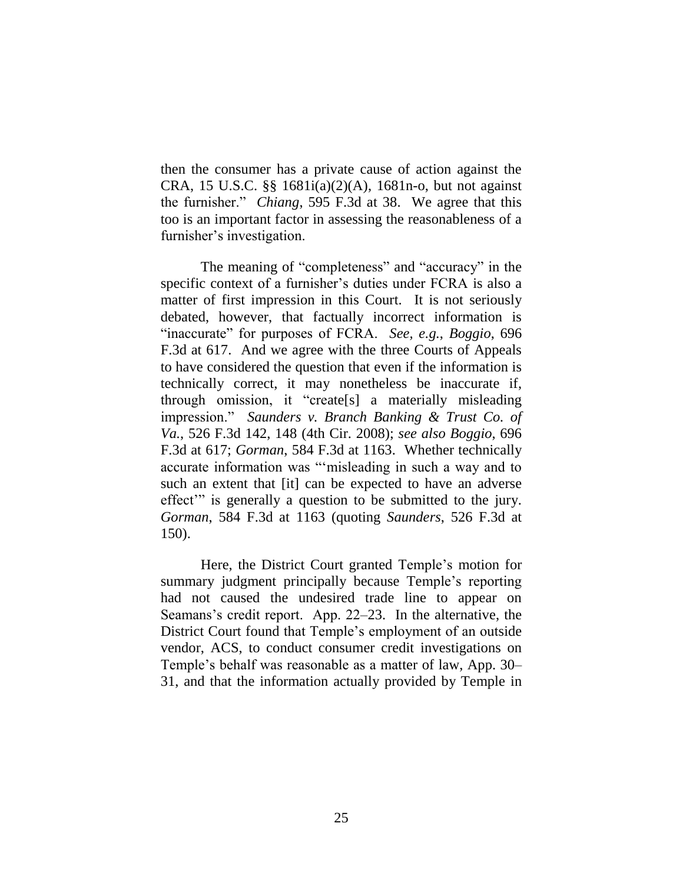then the consumer has a private cause of action against the CRA, 15 U.S.C. §§ 1681i(a)(2)(A), 1681n-o, but not against the furnisher." *Chiang*, 595 F.3d at 38. We agree that this too is an important factor in assessing the reasonableness of a furnisher's investigation.

The meaning of "completeness" and "accuracy" in the specific context of a furnisher's duties under FCRA is also a matter of first impression in this Court. It is not seriously debated, however, that factually incorrect information is "inaccurate" for purposes of FCRA. *See, e.g.*, *Boggio*, 696 F.3d at 617. And we agree with the three Courts of Appeals to have considered the question that even if the information is technically correct, it may nonetheless be inaccurate if, through omission, it "create[s] a materially misleading impression." *Saunders v. Branch Banking & Trust Co. of Va.*, 526 F.3d 142, 148 (4th Cir. 2008); *see also Boggio*, 696 F.3d at 617; *Gorman*, 584 F.3d at 1163. Whether technically accurate information was "'misleading in such a way and to such an extent that [it] can be expected to have an adverse effect'" is generally a question to be submitted to the jury. *Gorman*, 584 F.3d at 1163 (quoting *Saunders*, 526 F.3d at 150).

Here, the District Court granted Temple's motion for summary judgment principally because Temple's reporting had not caused the undesired trade line to appear on Seamans's credit report. App. 22–23. In the alternative, the District Court found that Temple's employment of an outside vendor, ACS, to conduct consumer credit investigations on Temple's behalf was reasonable as a matter of law, App. 30–31, and that the information actually provided by Temple in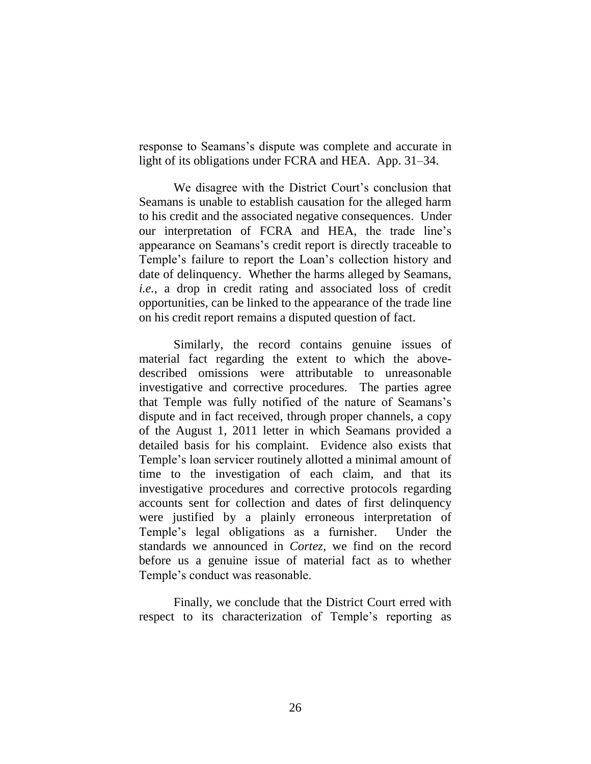response to Seamans's dispute was complete and accurate in light of its obligations under FCRA and HEA. App. 31–34.

We disagree with the District Court's conclusion that Seamans is unable to establish causation for the alleged harm to his credit and the associated negative consequences. Under our interpretation of FCRA and HEA, the trade line's appearance on Seamans's credit report is directly traceable to Temple's failure to report the Loan's collection history and date of delinquency. Whether the harms alleged by Seamans, *i.e.*, a drop in credit rating and associated loss of credit opportunities, can be linked to the appearance of the trade line on his credit report remains a disputed question of fact.

Similarly, the record contains genuine issues of material fact regarding the extent to which the above-described omissions were attributable to unreasonable investigative and corrective procedures. The parties agree that Temple was fully notified of the nature of Seamans's dispute and in fact received, through proper channels, a copy of the August 1, 2011 letter in which Seamans provided a detailed basis for his complaint. Evidence also exists that Temple's loan servicer routinely allotted a minimal amount of time to the investigation of each claim, and that its investigative procedures and corrective protocols regarding accounts sent for collection and dates of first delinquency were justified by a plainly erroneous interpretation of Temple's legal obligations as a furnisher. Under the standards we announced in *Cortez*, we find on the record before us a genuine issue of material fact as to whether Temple's conduct was reasonable.

Finally, we conclude that the District Court erred with respect to its characterization of Temple's reporting as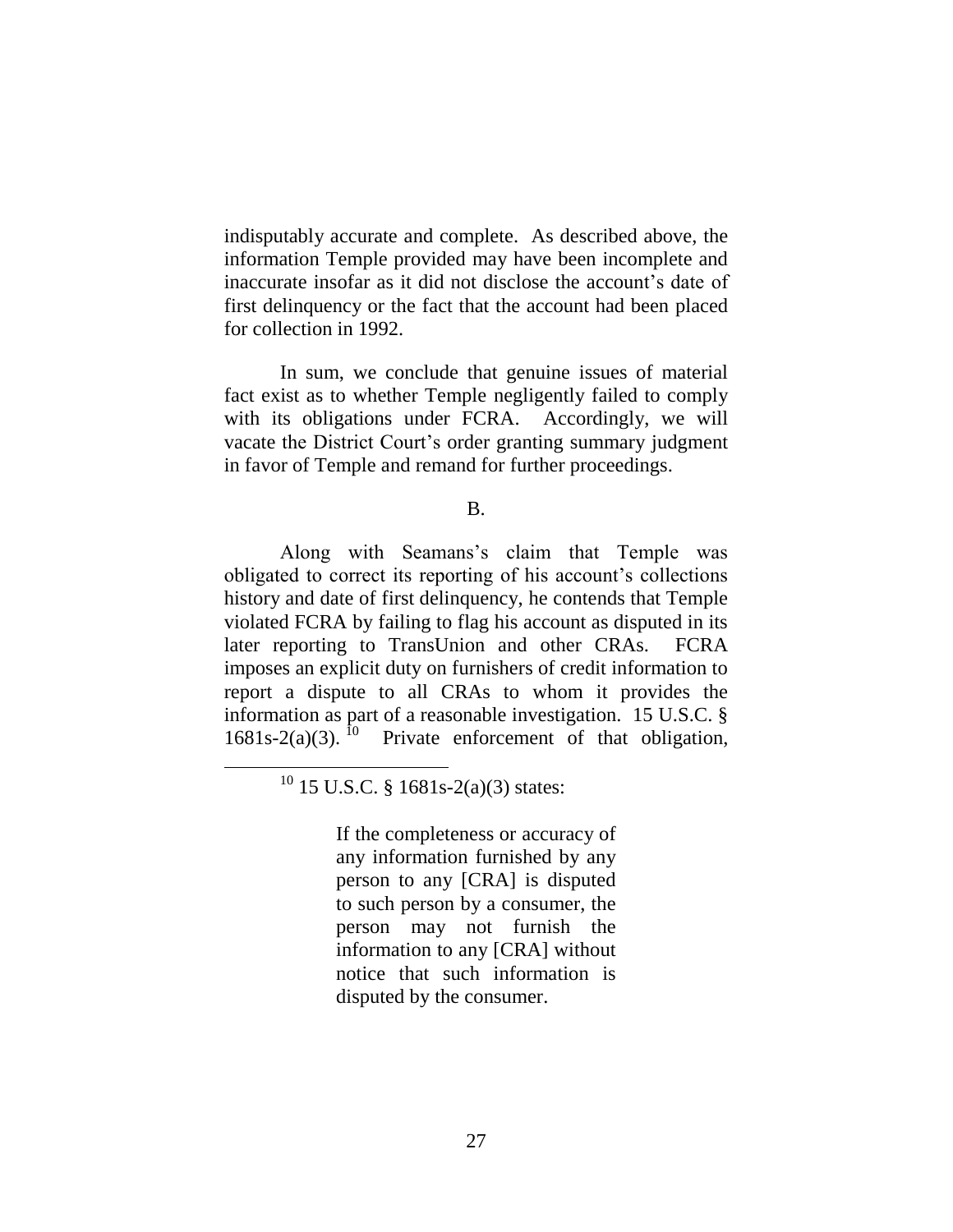indisputably accurate and complete. As described above, the information Temple provided may have been incomplete and inaccurate insofar as it did not disclose the account's date of first delinquency or the fact that the account had been placed for collection in 1992.

In sum, we conclude that genuine issues of material fact exist as to whether Temple negligently failed to comply with its obligations under FCRA. Accordingly, we will vacate the District Court's order granting summary judgment in favor of Temple and remand for further proceedings.

## B.

Along with Seamans's claim that Temple was obligated to correct its reporting of his account's collections history and date of first delinquency, he contends that Temple violated FCRA by failing to flag his account as disputed in its later reporting to TransUnion and other CRAs. FCRA imposes an explicit duty on furnishers of credit information to report a dispute to all CRAs to whom it provides the information as part of a reasonable investigation. 15 U.S.C. § 1681s-2(a)(3).[10] Private enforcement of that obligation,

---

[10] 15 U.S.C. § 1681s-2(a)(3) states:

> If the completeness or accuracy of any information furnished by any person to any [CRA] is disputed to such person by a consumer, the person may not furnish the information to any [CRA] without notice that such information is disputed by the consumer.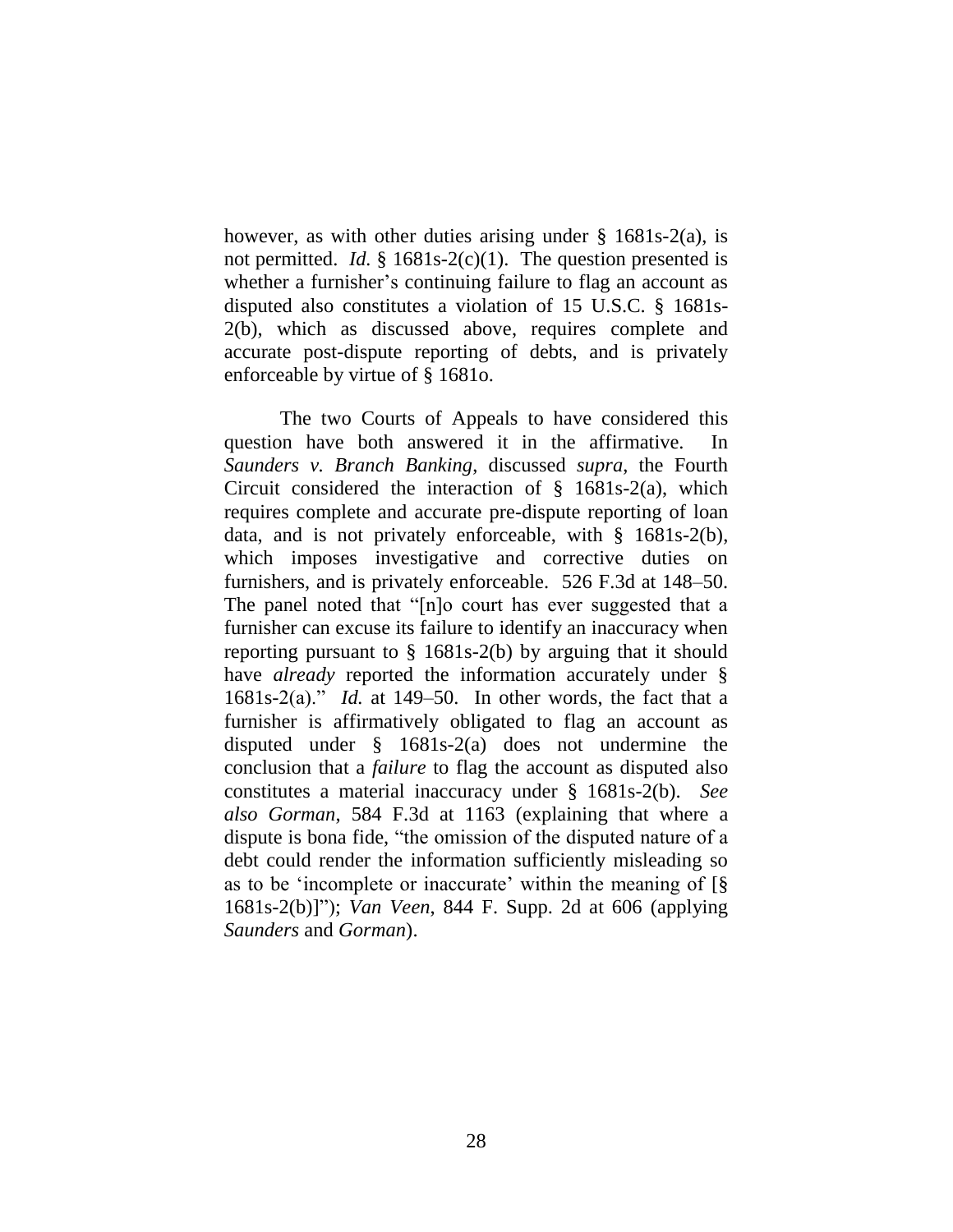however, as with other duties arising under § 1681s-2(a), is not permitted. *Id.* § 1681s-2(c)(1). The question presented is whether a furnisher's continuing failure to flag an account as disputed also constitutes a violation of 15 U.S.C. § 1681s-2(b), which as discussed above, requires complete and accurate post-dispute reporting of debts, and is privately enforceable by virtue of § 1681o.

The two Courts of Appeals to have considered this question have both answered it in the affirmative. In *Saunders v. Branch Banking*, discussed *supra*, the Fourth Circuit considered the interaction of § 1681s-2(a), which requires complete and accurate pre-dispute reporting of loan data, and is not privately enforceable, with § 1681s-2(b), which imposes investigative and corrective duties on furnishers, and is privately enforceable. 526 F.3d at 148–50. The panel noted that "[n]o court has ever suggested that a furnisher can excuse its failure to identify an inaccuracy when reporting pursuant to § 1681s-2(b) by arguing that it should have *already* reported the information accurately under § 1681s-2(a)." *Id.* at 149–50. In other words, the fact that a furnisher is affirmatively obligated to flag an account as disputed under § 1681s-2(a) does not undermine the conclusion that a *failure* to flag the account as disputed also constitutes a material inaccuracy under § 1681s-2(b). *See also Gorman*, 584 F.3d at 1163 (explaining that where a dispute is bona fide, "the omission of the disputed nature of a debt could render the information sufficiently misleading so as to be 'incomplete or inaccurate' within the meaning of [§ 1681s-2(b)]"); *Van Veen*, 844 F. Supp. 2d at 606 (applying *Saunders* and *Gorman*).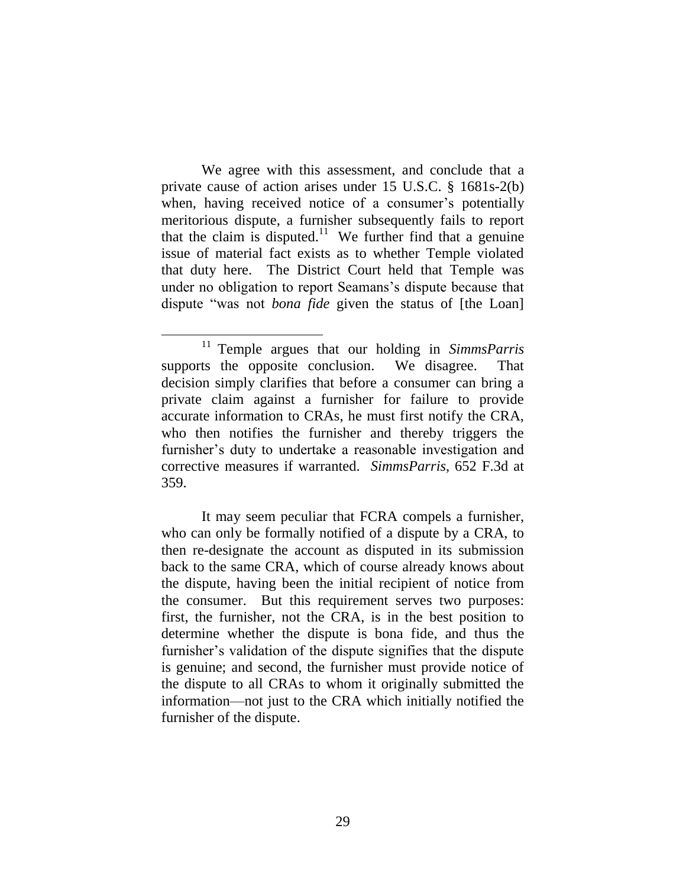We agree with this assessment, and conclude that a private cause of action arises under 15 U.S.C. § 1681s-2(b) when, having received notice of a consumer's potentially meritorious dispute, a furnisher subsequently fails to report that the claim is disputed.[11] We further find that a genuine issue of material fact exists as to whether Temple violated that duty here. The District Court held that Temple was under no obligation to report Seamans's dispute because that dispute "was not *bona fide* given the status of [the Loan]

---

[11] Temple argues that our holding in *SimmsParris* supports the opposite conclusion. We disagree. That decision simply clarifies that before a consumer can bring a private claim against a furnisher for failure to provide accurate information to CRAs, he must first notify the CRA, who then notifies the furnisher and thereby triggers the furnisher's duty to undertake a reasonable investigation and corrective measures if warranted. *SimmsParris*, 652 F.3d at 359.

It may seem peculiar that FCRA compels a furnisher, who can only be formally notified of a dispute by a CRA, to then re-designate the account as disputed in its submission back to the same CRA, which of course already knows about the dispute, having been the initial recipient of notice from the consumer. But this requirement serves two purposes: first, the furnisher, not the CRA, is in the best position to determine whether the dispute is bona fide, and thus the furnisher's validation of the dispute signifies that the dispute is genuine; and second, the furnisher must provide notice of the dispute to all CRAs to whom it originally submitted the information—not just to the CRA which initially notified the furnisher of the dispute.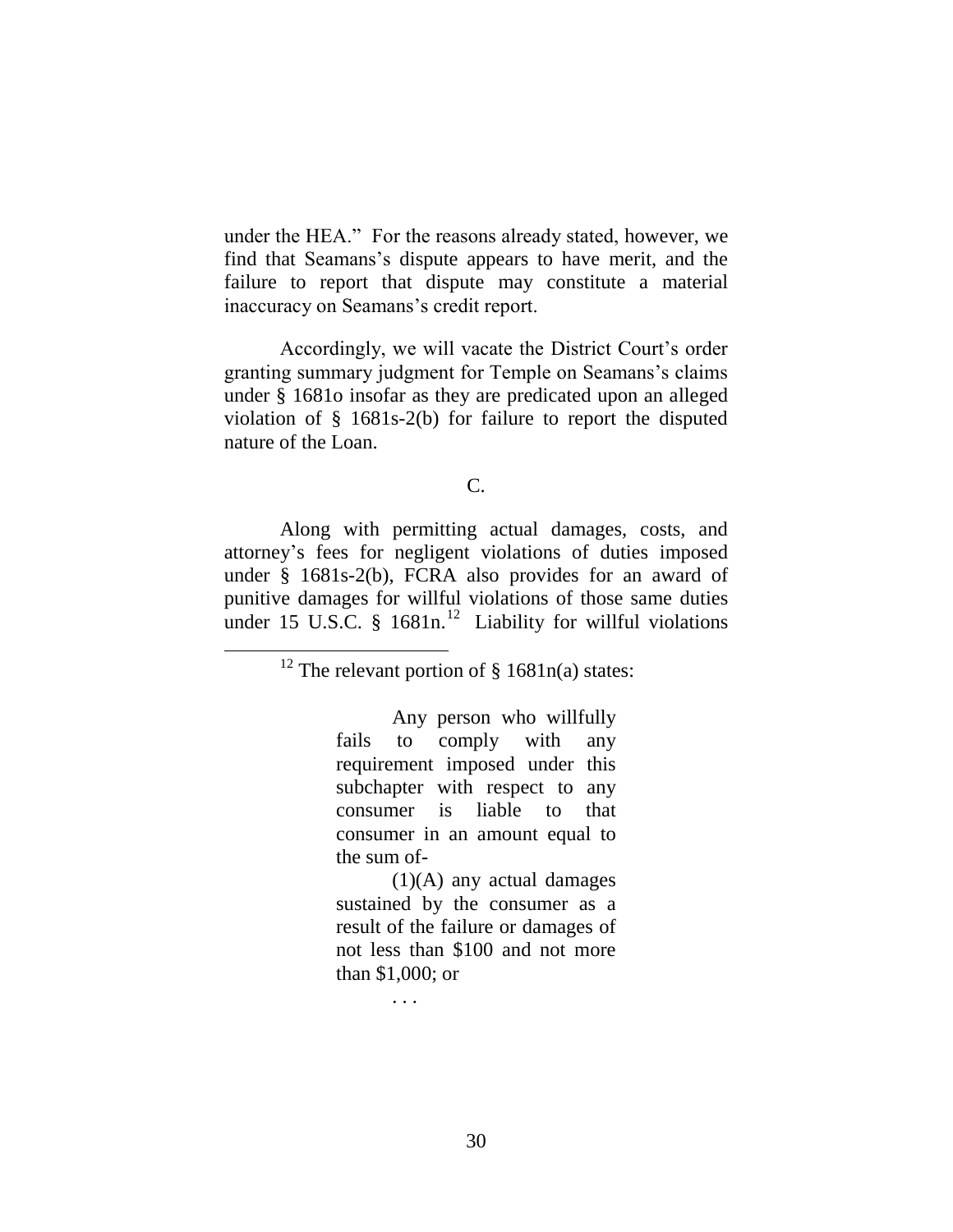under the HEA." For the reasons already stated, however, we find that Seamans's dispute appears to have merit, and the failure to report that dispute may constitute a material inaccuracy on Seamans's credit report.

Accordingly, we will vacate the District Court's order granting summary judgment for Temple on Seamans's claims under § 1681o insofar as they are predicated upon an alleged violation of § 1681s-2(b) for failure to report the disputed nature of the Loan.

C.

Along with permitting actual damages, costs, and attorney's fees for negligent violations of duties imposed under § 1681s-2(b), FCRA also provides for an award of punitive damages for willful violations of those same duties under 15 U.S.C. § 1681n.[12] Liability for willful violations

[12] The relevant portion of § 1681n(a) states:

> Any person who willfully fails to comply with any requirement imposed under this subchapter with respect to any consumer is liable to that consumer in an amount equal to the sum of-
>
> (1)(A) any actual damages sustained by the consumer as a result of the failure or damages of not less than $100 and not more than $1,000; or
>
> . . .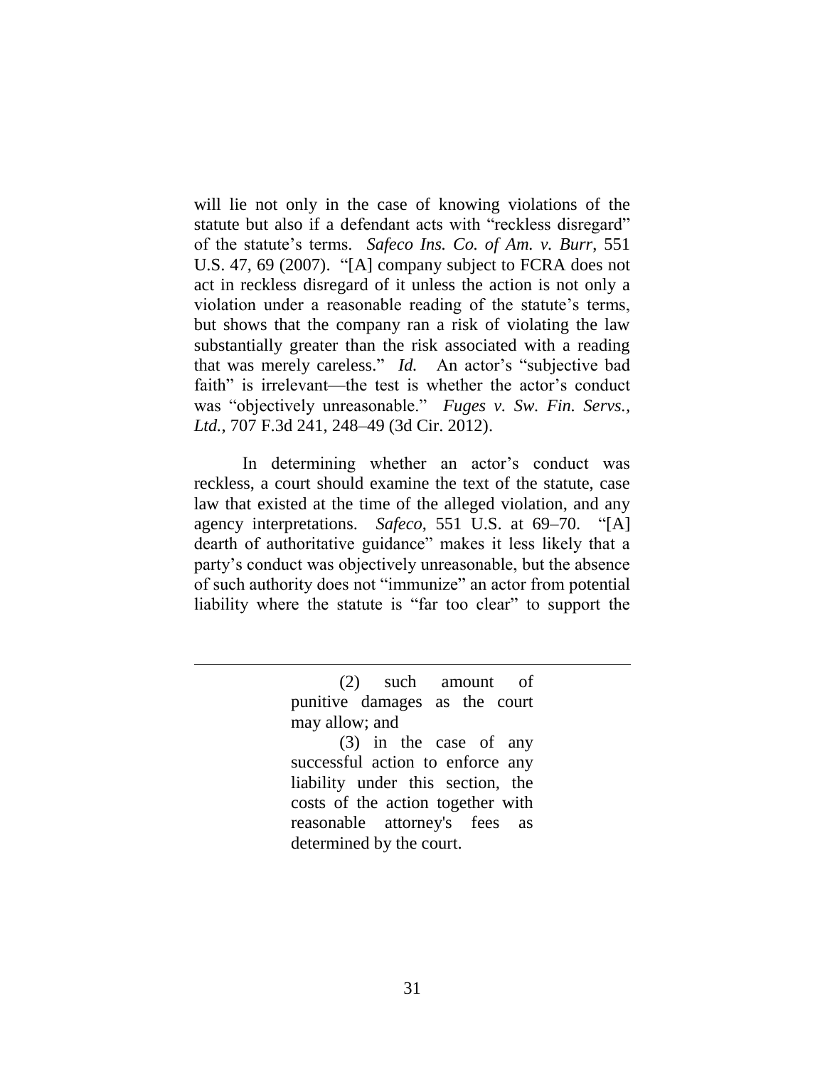will lie not only in the case of knowing violations of the statute but also if a defendant acts with "reckless disregard" of the statute's terms. *Safeco Ins. Co. of Am. v. Burr*, 551 U.S. 47, 69 (2007). "[A] company subject to FCRA does not act in reckless disregard of it unless the action is not only a violation under a reasonable reading of the statute's terms, but shows that the company ran a risk of violating the law substantially greater than the risk associated with a reading that was merely careless." *Id.* An actor's "subjective bad faith" is irrelevant—the test is whether the actor's conduct was "objectively unreasonable." *Fuges v. Sw. Fin. Servs., Ltd.*, 707 F.3d 241, 248–49 (3d Cir. 2012).

In determining whether an actor's conduct was reckless, a court should examine the text of the statute, case law that existed at the time of the alleged violation, and any agency interpretations. *Safeco*, 551 U.S. at 69–70. "[A] dearth of authoritative guidance" makes it less likely that a party's conduct was objectively unreasonable, but the absence of such authority does not "immunize" an actor from potential liability where the statute is "far too clear" to support the

---

> (2) such amount of punitive damages as the court may allow; and
>
> (3) in the case of any successful action to enforce any liability under this section, the costs of the action together with reasonable attorney's fees as determined by the court.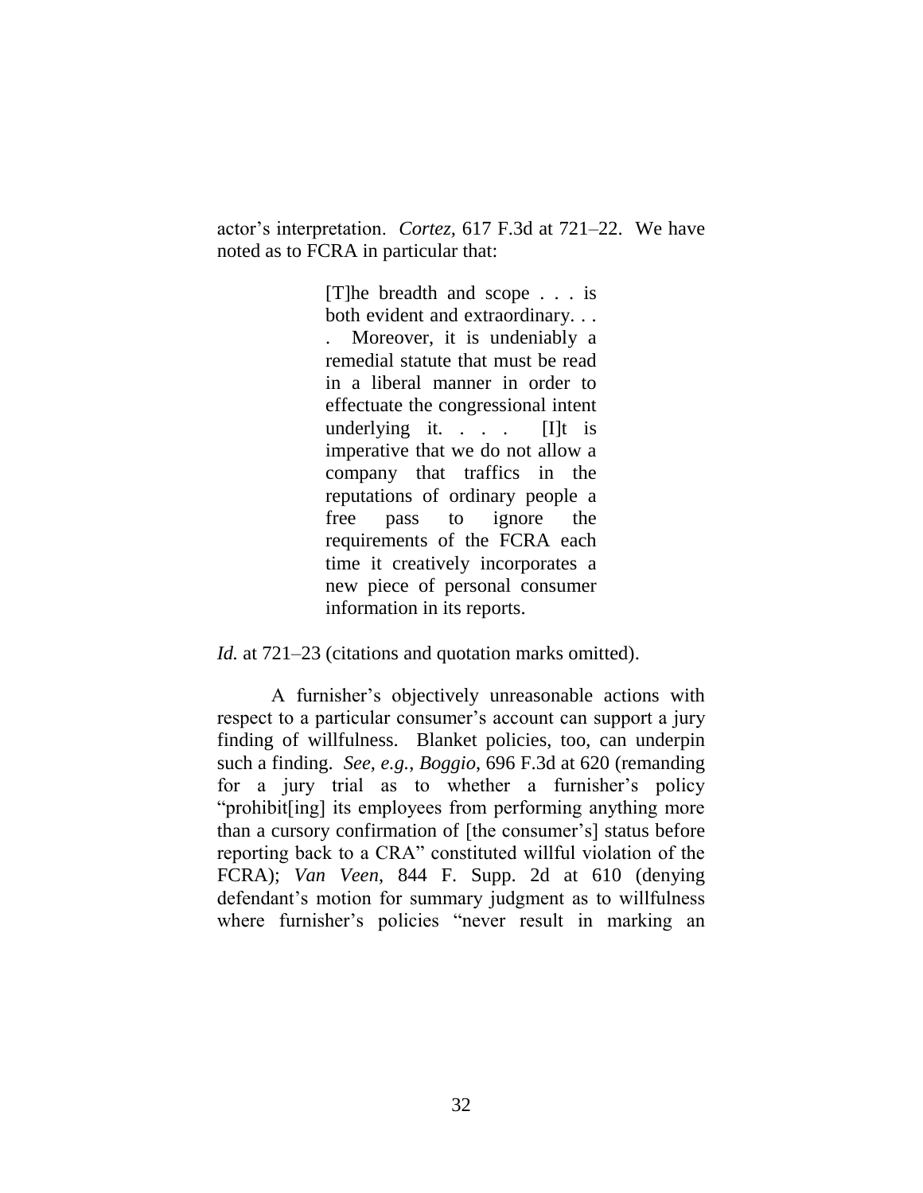actor's interpretation. *Cortez*, 617 F.3d at 721–22. We have noted as to FCRA in particular that:

> [T]he breadth and scope . . . is both evident and extraordinary. . . . Moreover, it is undeniably a remedial statute that must be read in a liberal manner in order to effectuate the congressional intent underlying it. . . . [I]t is imperative that we do not allow a company that traffics in the reputations of ordinary people a free pass to ignore the requirements of the FCRA each time it creatively incorporates a new piece of personal consumer information in its reports.

*Id.* at 721–23 (citations and quotation marks omitted).

A furnisher's objectively unreasonable actions with respect to a particular consumer's account can support a jury finding of willfulness. Blanket policies, too, can underpin such a finding. *See, e.g.*, *Boggio*, 696 F.3d at 620 (remanding for a jury trial as to whether a furnisher's policy "prohibit[ing] its employees from performing anything more than a cursory confirmation of [the consumer's] status before reporting back to a CRA" constituted willful violation of the FCRA); *Van Veen*, 844 F. Supp. 2d at 610 (denying defendant's motion for summary judgment as to willfulness where furnisher's policies "never result in marking an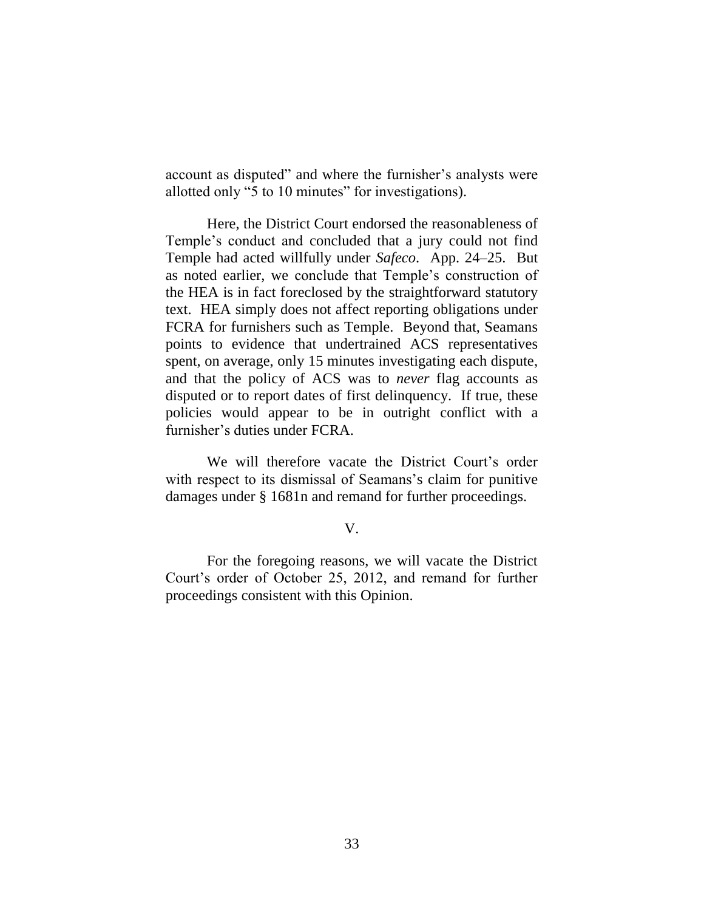account as disputed" and where the furnisher's analysts were allotted only "5 to 10 minutes" for investigations).

Here, the District Court endorsed the reasonableness of Temple's conduct and concluded that a jury could not find Temple had acted willfully under *Safeco*. App. 24–25. But as noted earlier, we conclude that Temple's construction of the HEA is in fact foreclosed by the straightforward statutory text. HEA simply does not affect reporting obligations under FCRA for furnishers such as Temple. Beyond that, Seamans points to evidence that undertrained ACS representatives spent, on average, only 15 minutes investigating each dispute, and that the policy of ACS was to *never* flag accounts as disputed or to report dates of first delinquency. If true, these policies would appear to be in outright conflict with a furnisher's duties under FCRA.

We will therefore vacate the District Court's order with respect to its dismissal of Seamans's claim for punitive damages under § 1681n and remand for further proceedings.

V.

For the foregoing reasons, we will vacate the District Court's order of October 25, 2012, and remand for further proceedings consistent with this Opinion.